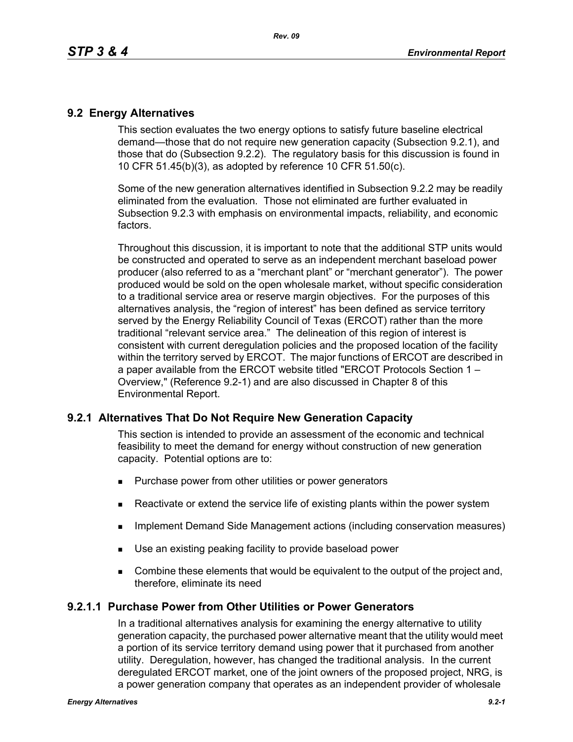## 9.2 Energy Alternatives

This section evaluates the two energy options to satisfy future baseline electrical demand—those that do not require new generation capacity (Subsection 9.2.1), and those that do (Subsection 9.2.2). The regulatory basis for this discussion is found in 10 CFR 51.45(b)(3), as adopted by reference 10 CFR 51.50(c).

Some of the new generation alternatives identified in Subsection 9.2.2 may be readily eliminated from the evaluation. Those not eliminated are further evaluated in Subsection 9.2.3 with emphasis on environmental impacts, reliability, and economic factors.

Throughout this discussion, it is important to note that the additional STP units would be constructed and operated to serve as an independent merchant baseload power producer (also referred to as a "merchant plant" or "merchant generator"). The power produced would be sold on the open wholesale market, without specific consideration to a traditional service area or reserve margin objectives. For the purposes of this alternatives analysis, the "region of interest" has been defined as service territory served by the Energy Reliability Council of Texas (ERCOT) rather than the more traditional "relevant service area." The delineation of this region of interest is consistent with current deregulation policies and the proposed location of the facility within the territory served by ERCOT. The major functions of ERCOT are described in a paper available from the ERCOT website titled "ERCOT Protocols Section 1 – Overview," (Reference 9.2-1) and are also discussed in Chapter 8 of this Environmental Report.

### 9.2.1 Alternatives That Do Not Require New Generation Capacity

This section is intended to provide an assessment of the economic and technical feasibility to meet the demand for energy without construction of new generation capacity. Potential options are to:

- Purchase power from other utilities or power generators
- Reactivate or extend the service life of existing plants within the power system
- Implement Demand Side Management actions (including conservation measures)
- Use an existing peaking facility to provide baseload power
- Combine these elements that would be equivalent to the output of the project and, therefore, eliminate its need

#### 9.2.1.1 Purchase Power from Other Utilities or Power Generators

In a traditional alternatives analysis for examining the energy alternative to utility generation capacity, the purchased power alternative meant that the utility would meet a portion of its service territory demand using power that it purchased from another utility. Deregulation, however, has changed the traditional analysis. In the current deregulated ERCOT market, one of the joint owners of the proposed project, NRG, is a power generation company that operates as an independent provider of wholesale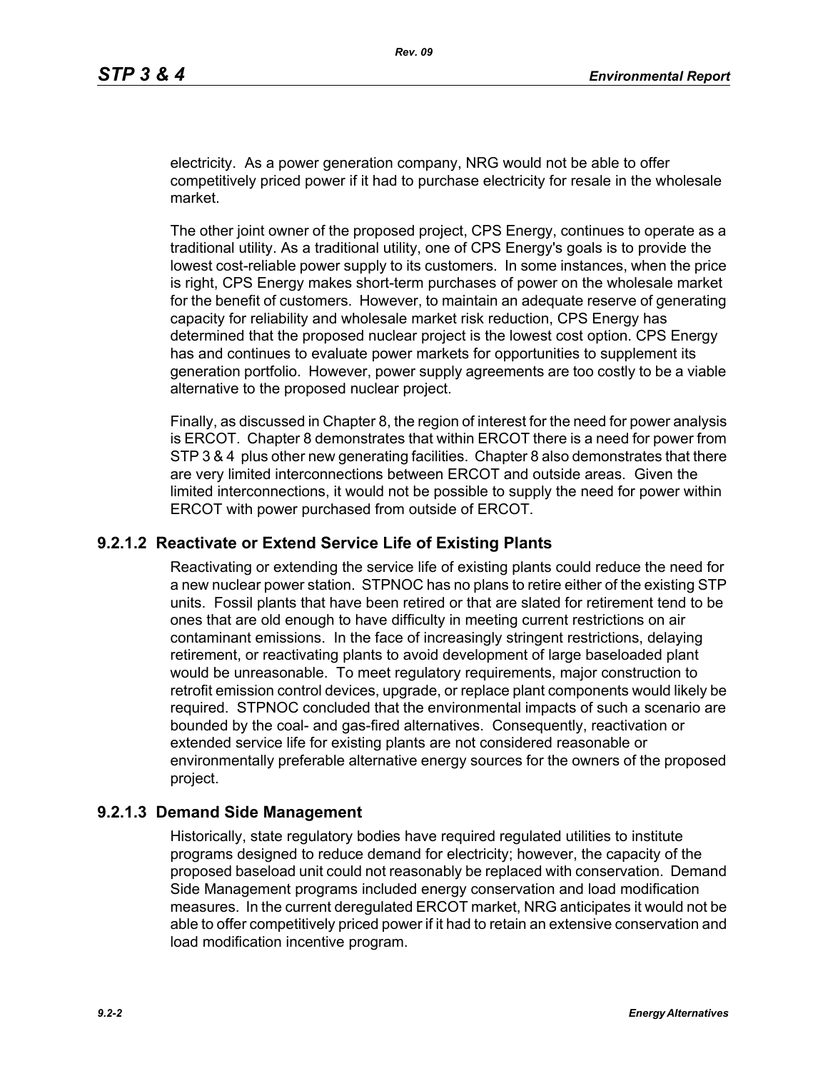electricity. As a power generation company, NRG would not be able to offer competitively priced power if it had to purchase electricity for resale in the wholesale market.

The other joint owner of the proposed project, CPS Energy, continues to operate as a traditional utility. As a traditional utility, one of CPS Energy's goals is to provide the lowest cost-reliable power supply to its customers. In some instances, when the price is right, CPS Energy makes short-term purchases of power on the wholesale market for the benefit of customers. However, to maintain an adequate reserve of generating capacity for reliability and wholesale market risk reduction, CPS Energy has determined that the proposed nuclear project is the lowest cost option. CPS Energy has and continues to evaluate power markets for opportunities to supplement its generation portfolio. However, power supply agreements are too costly to be a viable alternative to the proposed nuclear project.

Finally, as discussed in Chapter 8, the region of interest for the need for power analysis is ERCOT. Chapter 8 demonstrates that within ERCOT there is a need for power from STP 3 & 4 plus other new generating facilities. Chapter 8 also demonstrates that there are very limited interconnections between ERCOT and outside areas. Given the limited interconnections, it would not be possible to supply the need for power within ERCOT with power purchased from outside of ERCOT.

### 9.2.1.2 Reactivate or Extend Service Life of Existing Plants

Reactivating or extending the service life of existing plants could reduce the need for a new nuclear power station. STPNOC has no plans to retire either of the existing STP units. Fossil plants that have been retired or that are slated for retirement tend to be ones that are old enough to have difficulty in meeting current restrictions on air contaminant emissions. In the face of increasingly stringent restrictions, delaying retirement, or reactivating plants to avoid development of large baseloaded plant would be unreasonable. To meet regulatory requirements, major construction to retrofit emission control devices, upgrade, or replace plant components would likely be required. STPNOC concluded that the environmental impacts of such a scenario are bounded by the coal- and gas-fired alternatives. Consequently, reactivation or extended service life for existing plants are not considered reasonable or environmentally preferable alternative energy sources for the owners of the proposed project.

### 9.2.1.3 Demand Side Management

Historically, state regulatory bodies have required regulated utilities to institute programs designed to reduce demand for electricity; however, the capacity of the proposed baseload unit could not reasonably be replaced with conservation. Demand Side Management programs included energy conservation and load modification measures. In the current deregulated ERCOT market, NRG anticipates it would not be able to offer competitively priced power if it had to retain an extensive conservation and load modification incentive program.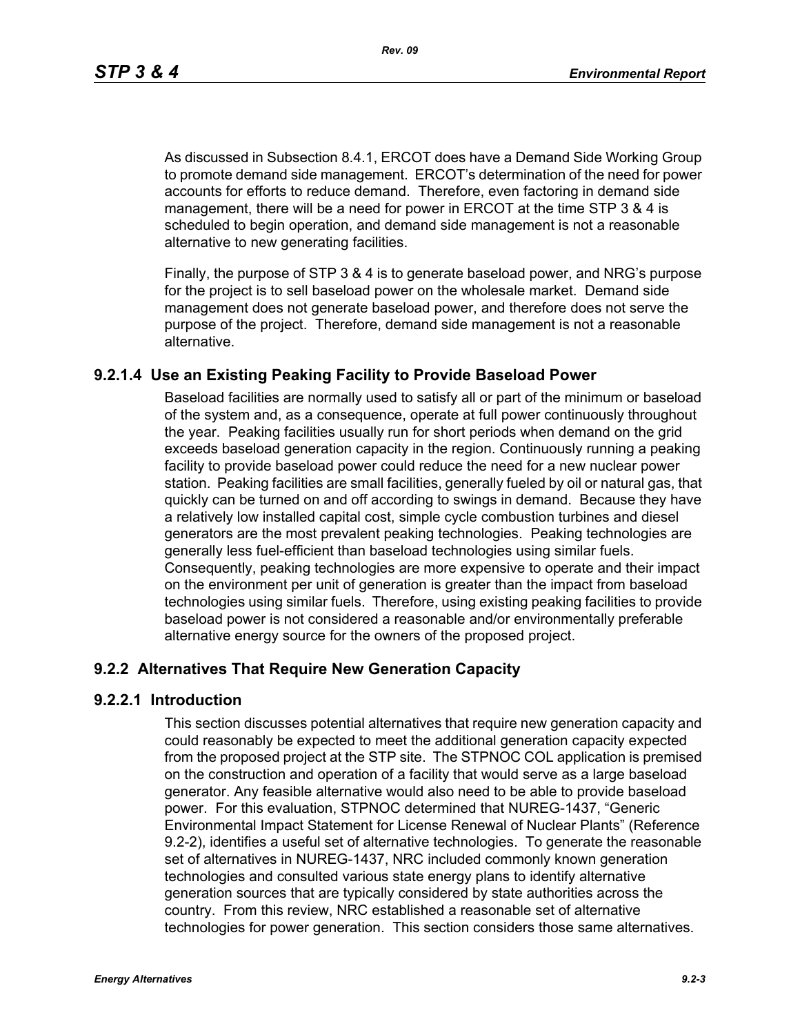As discussed in Subsection 8.4.1, ERCOT does have a Demand Side Working Group to promote demand side management. ERCOT's determination of the need for power accounts for efforts to reduce demand. Therefore, even factoring in demand side management, there will be a need for power in ERCOT at the time STP 3 & 4 is scheduled to begin operation, and demand side management is not a reasonable alternative to new generating facilities.

Finally, the purpose of STP 3 & 4 is to generate baseload power, and NRG's purpose for the project is to sell baseload power on the wholesale market. Demand side management does not generate baseload power, and therefore does not serve the purpose of the project. Therefore, demand side management is not a reasonable alternative.

#### 9.2.1.4 Use an Existing Peaking Facility to Provide Baseload Power

Baseload facilities are normally used to satisfy all or part of the minimum or baseload of the system and, as a consequence, operate at full power continuously throughout the year. Peaking facilities usually run for short periods when demand on the grid exceeds baseload generation capacity in the region. Continuously running a peaking facility to provide baseload power could reduce the need for a new nuclear power station. Peaking facilities are small facilities, generally fueled by oil or natural gas, that quickly can be turned on and off according to swings in demand. Because they have a relatively low installed capital cost, simple cycle combustion turbines and diesel generators are the most prevalent peaking technologies. Peaking technologies are generally less fuel-efficient than baseload technologies using similar fuels. Consequently, peaking technologies are more expensive to operate and their impact on the environment per unit of generation is greater than the impact from baseload technologies using similar fuels. Therefore, using existing peaking facilities to provide baseload power is not considered a reasonable and/or environmentally preferable alternative energy source for the owners of the proposed project.

### 9.2.2 Alternatives That Require New Generation Capacity

#### 9.2.2.1 Introduction

This section discusses potential alternatives that require new generation capacity and could reasonably be expected to meet the additional generation capacity expected from the proposed project at the STP site. The STPNOC COL application is premised on the construction and operation of a facility that would serve as a large baseload generator. Any feasible alternative would also need to be able to provide baseload power. For this evaluation, STPNOC determined that NUREG-1437, "Generic Environmental Impact Statement for License Renewal of Nuclear Plants" (Reference 9.2-2), identifies a useful set of alternative technologies. To generate the reasonable set of alternatives in NUREG-1437, NRC included commonly known generation technologies and consulted various state energy plans to identify alternative generation sources that are typically considered by state authorities across the country. From this review, NRC established a reasonable set of alternative technologies for power generation. This section considers those same alternatives.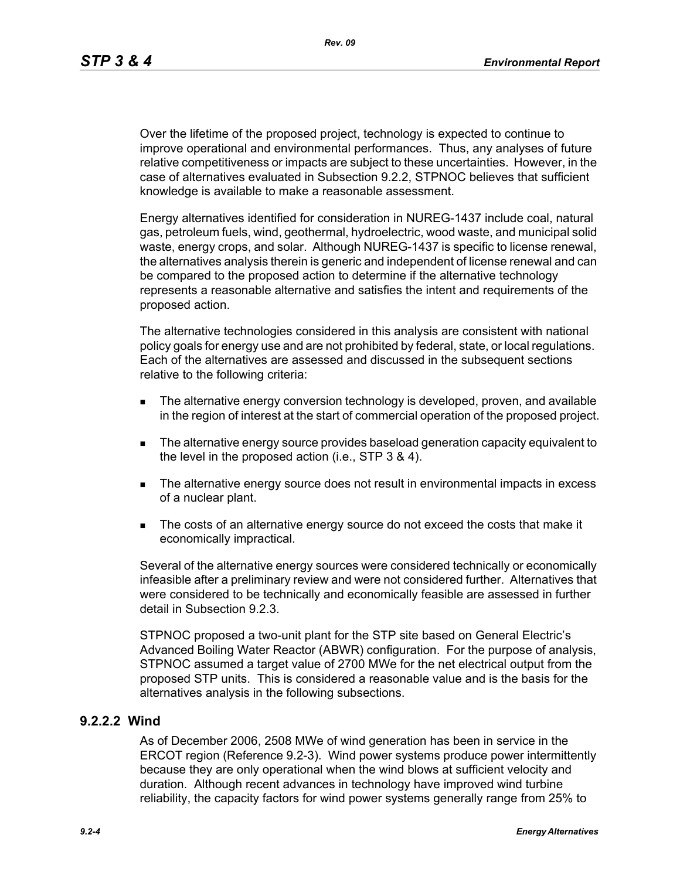Over the lifetime of the proposed project, technology is expected to continue to improve operational and environmental performances. Thus, any analyses of future relative competitiveness or impacts are subject to these uncertainties. However, in the case of alternatives evaluated in Subsection 9.2.2, STPNOC believes that sufficient knowledge is available to make a reasonable assessment.

Energy alternatives identified for consideration in NUREG-1437 include coal, natural gas, petroleum fuels, wind, geothermal, hydroelectric, wood waste, and municipal solid waste, energy crops, and solar. Although NUREG-1437 is specific to license renewal, the alternatives analysis therein is generic and independent of license renewal and can be compared to the proposed action to determine if the alternative technology represents a reasonable alternative and satisfies the intent and requirements of the proposed action.

The alternative technologies considered in this analysis are consistent with national policy goals for energy use and are not prohibited by federal, state, or local regulations. Each of the alternatives are assessed and discussed in the subsequent sections relative to the following criteria:

- The alternative energy conversion technology is developed, proven, and available in the region of interest at the start of commercial operation of the proposed project.
- The alternative energy source provides baseload generation capacity equivalent to the level in the proposed action (i.e., STP 3 & 4).
- The alternative energy source does not result in environmental impacts in excess of a nuclear plant.
- The costs of an alternative energy source do not exceed the costs that make it economically impractical.

Several of the alternative energy sources were considered technically or economically infeasible after a preliminary review and were not considered further. Alternatives that were considered to be technically and economically feasible are assessed in further detail in Subsection 9.2.3.

STPNOC proposed a two-unit plant for the STP site based on General Electric's Advanced Boiling Water Reactor (ABWR) configuration. For the purpose of analysis, STPNOC assumed a target value of 2700 MWe for the net electrical output from the proposed STP units. This is considered a reasonable value and is the basis for the alternatives analysis in the following subsections.

### 9.2.2.2 Wind

As of December 2006, 2508 MWe of wind generation has been in service in the ERCOT region (Reference 9.2-3). Wind power systems produce power intermittently because they are only operational when the wind blows at sufficient velocity and duration. Although recent advances in technology have improved wind turbine reliability, the capacity factors for wind power systems generally range from 25% to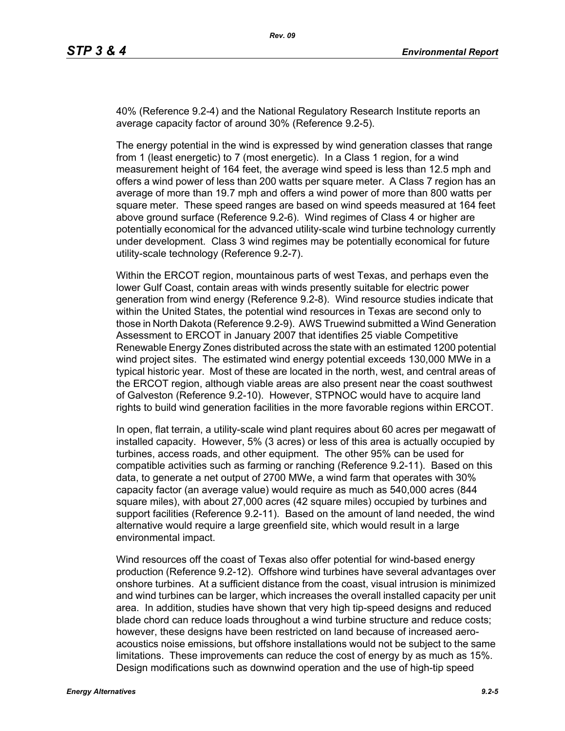40% (Reference 9.2-4) and the National Regulatory Research Institute reports an average capacity factor of around 30% (Reference 9.2-5).

The energy potential in the wind is expressed by wind generation classes that range from 1 (least energetic) to 7 (most energetic). In a Class 1 region, for a wind measurement height of 164 feet, the average wind speed is less than 12.5 mph and offers a wind power of less than 200 watts per square meter. A Class 7 region has an average of more than 19.7 mph and offers a wind power of more than 800 watts per square meter. These speed ranges are based on wind speeds measured at 164 feet above ground surface (Reference 9.2-6). Wind regimes of Class 4 or higher are potentially economical for the advanced utility-scale wind turbine technology currently under development. Class 3 wind regimes may be potentially economical for future utility-scale technology (Reference 9.2-7).

Within the ERCOT region, mountainous parts of west Texas, and perhaps even the lower Gulf Coast, contain areas with winds presently suitable for electric power generation from wind energy (Reference 9.2-8). Wind resource studies indicate that within the United States, the potential wind resources in Texas are second only to those in North Dakota (Reference 9.2-9). AWS Truewind submitted a Wind Generation Assessment to ERCOT in January 2007 that identifies 25 viable Competitive Renewable Energy Zones distributed across the state with an estimated 1200 potential wind project sites. The estimated wind energy potential exceeds 130,000 MWe in a typical historic year. Most of these are located in the north, west, and central areas of the ERCOT region, although viable areas are also present near the coast southwest of Galveston (Reference 9.2-10). However, STPNOC would have to acquire land rights to build wind generation facilities in the more favorable regions within ERCOT.

In open, flat terrain, a utility-scale wind plant requires about 60 acres per megawatt of installed capacity. However, 5% (3 acres) or less of this area is actually occupied by turbines, access roads, and other equipment. The other 95% can be used for compatible activities such as farming or ranching (Reference 9.2-11). Based on this data, to generate a net output of 2700 MWe, a wind farm that operates with 30% capacity factor (an average value) would require as much as 540,000 acres (844 square miles), with about 27,000 acres (42 square miles) occupied by turbines and support facilities (Reference 9.2-11). Based on the amount of land needed, the wind alternative would require a large greenfield site, which would result in a large environmental impact.

Wind resources off the coast of Texas also offer potential for wind-based energy production (Reference 9.2-12). Offshore wind turbines have several advantages over onshore turbines. At a sufficient distance from the coast, visual intrusion is minimized and wind turbines can be larger, which increases the overall installed capacity per unit area. In addition, studies have shown that very high tip-speed designs and reduced blade chord can reduce loads throughout a wind turbine structure and reduce costs; however, these designs have been restricted on land because of increased aero-acoustics noise emissions, but offshore installations would not be subject to the same limitations. These improvements can reduce the cost of energy by as much as 15%. Design modifications such as downwind operation and the use of high-tip speed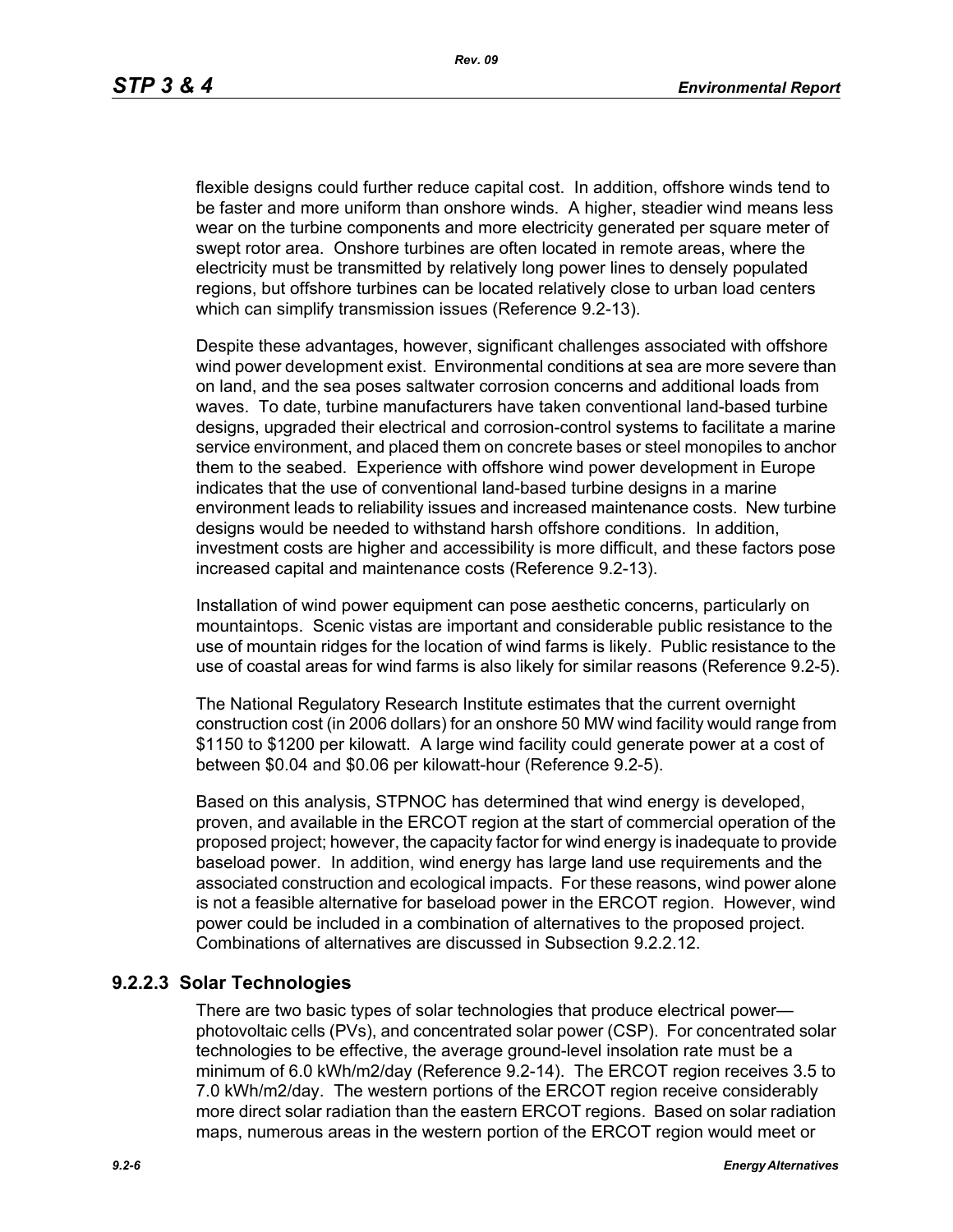flexible designs could further reduce capital cost. In addition, offshore winds tend to be faster and more uniform than onshore winds. A higher, steadier wind means less wear on the turbine components and more electricity generated per square meter of swept rotor area. Onshore turbines are often located in remote areas, where the electricity must be transmitted by relatively long power lines to densely populated regions, but offshore turbines can be located relatively close to urban load centers which can simplify transmission issues (Reference 9.2-13).

Despite these advantages, however, significant challenges associated with offshore wind power development exist. Environmental conditions at sea are more severe than on land, and the sea poses saltwater corrosion concerns and additional loads from waves. To date, turbine manufacturers have taken conventional land-based turbine designs, upgraded their electrical and corrosion-control systems to facilitate a marine service environment, and placed them on concrete bases or steel monopiles to anchor them to the seabed. Experience with offshore wind power development in Europe indicates that the use of conventional land-based turbine designs in a marine environment leads to reliability issues and increased maintenance costs. New turbine designs would be needed to withstand harsh offshore conditions. In addition, investment costs are higher and accessibility is more difficult, and these factors pose increased capital and maintenance costs (Reference 9.2-13).

Installation of wind power equipment can pose aesthetic concerns, particularly on mountaintops. Scenic vistas are important and considerable public resistance to the use of mountain ridges for the location of wind farms is likely. Public resistance to the use of coastal areas for wind farms is also likely for similar reasons (Reference 9.2-5).

The National Regulatory Research Institute estimates that the current overnight construction cost (in 2006 dollars) for an onshore 50 MW wind facility would range from $1150 to $1200 per kilowatt. A large wind facility could generate power at a cost of between $0.04 and $0.06 per kilowatt-hour (Reference 9.2-5).

Based on this analysis, STPNOC has determined that wind energy is developed, proven, and available in the ERCOT region at the start of commercial operation of the proposed project; however, the capacity factor for wind energy is inadequate to provide baseload power. In addition, wind energy has large land use requirements and the associated construction and ecological impacts. For these reasons, wind power alone is not a feasible alternative for baseload power in the ERCOT region. However, wind power could be included in a combination of alternatives to the proposed project. Combinations of alternatives are discussed in Subsection 9.2.2.12.

### 9.2.2.3 Solar Technologies

There are two basic types of solar technologies that produce electrical power—photovoltaic cells (PVs), and concentrated solar power (CSP). For concentrated solar technologies to be effective, the average ground-level insolation rate must be a minimum of 6.0 kWh/m2/day (Reference 9.2-14). The ERCOT region receives 3.5 to 7.0 kWh/m2/day. The western portions of the ERCOT region receive considerably more direct solar radiation than the eastern ERCOT regions. Based on solar radiation maps, numerous areas in the western portion of the ERCOT region would meet or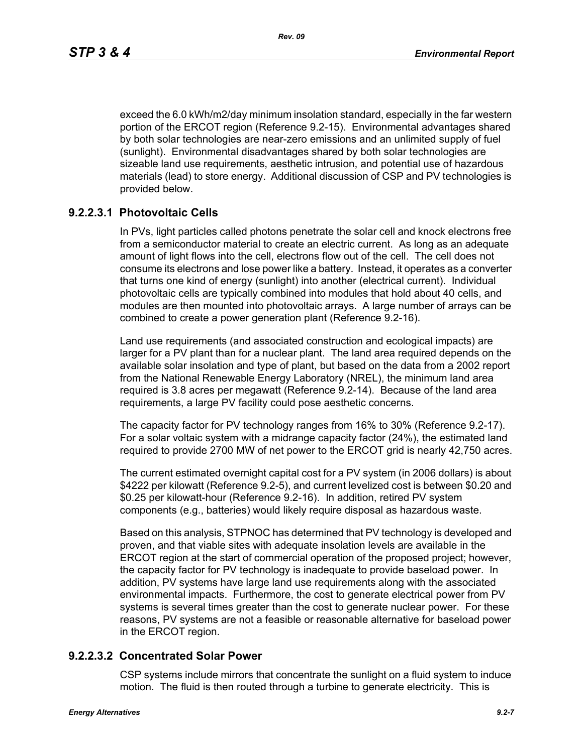exceed the 6.0 kWh/m2/day minimum insolation standard, especially in the far western portion of the ERCOT region (Reference 9.2-15). Environmental advantages shared by both solar technologies are near-zero emissions and an unlimited supply of fuel (sunlight). Environmental disadvantages shared by both solar technologies are sizeable land use requirements, aesthetic intrusion, and potential use of hazardous materials (lead) to store energy. Additional discussion of CSP and PV technologies is provided below.

### 9.2.2.3.1 Photovoltaic Cells

In PVs, light particles called photons penetrate the solar cell and knock electrons free from a semiconductor material to create an electric current. As long as an adequate amount of light flows into the cell, electrons flow out of the cell. The cell does not consume its electrons and lose power like a battery. Instead, it operates as a converter that turns one kind of energy (sunlight) into another (electrical current). Individual photovoltaic cells are typically combined into modules that hold about 40 cells, and modules are then mounted into photovoltaic arrays. A large number of arrays can be combined to create a power generation plant (Reference 9.2-16).

Land use requirements (and associated construction and ecological impacts) are larger for a PV plant than for a nuclear plant. The land area required depends on the available solar insolation and type of plant, but based on the data from a 2002 report from the National Renewable Energy Laboratory (NREL), the minimum land area required is 3.8 acres per megawatt (Reference 9.2-14). Because of the land area requirements, a large PV facility could pose aesthetic concerns.

The capacity factor for PV technology ranges from 16% to 30% (Reference 9.2-17). For a solar voltaic system with a midrange capacity factor (24%), the estimated land required to provide 2700 MW of net power to the ERCOT grid is nearly 42,750 acres.

The current estimated overnight capital cost for a PV system (in 2006 dollars) is about $4222 per kilowatt (Reference 9.2-5), and current levelized cost is between $0.20 and $0.25 per kilowatt-hour (Reference 9.2-16). In addition, retired PV system components (e.g., batteries) would likely require disposal as hazardous waste.

Based on this analysis, STPNOC has determined that PV technology is developed and proven, and that viable sites with adequate insolation levels are available in the ERCOT region at the start of commercial operation of the proposed project; however, the capacity factor for PV technology is inadequate to provide baseload power. In addition, PV systems have large land use requirements along with the associated environmental impacts. Furthermore, the cost to generate electrical power from PV systems is several times greater than the cost to generate nuclear power. For these reasons, PV systems are not a feasible or reasonable alternative for baseload power in the ERCOT region.

### 9.2.2.3.2 Concentrated Solar Power

CSP systems include mirrors that concentrate the sunlight on a fluid system to induce motion. The fluid is then routed through a turbine to generate electricity. This is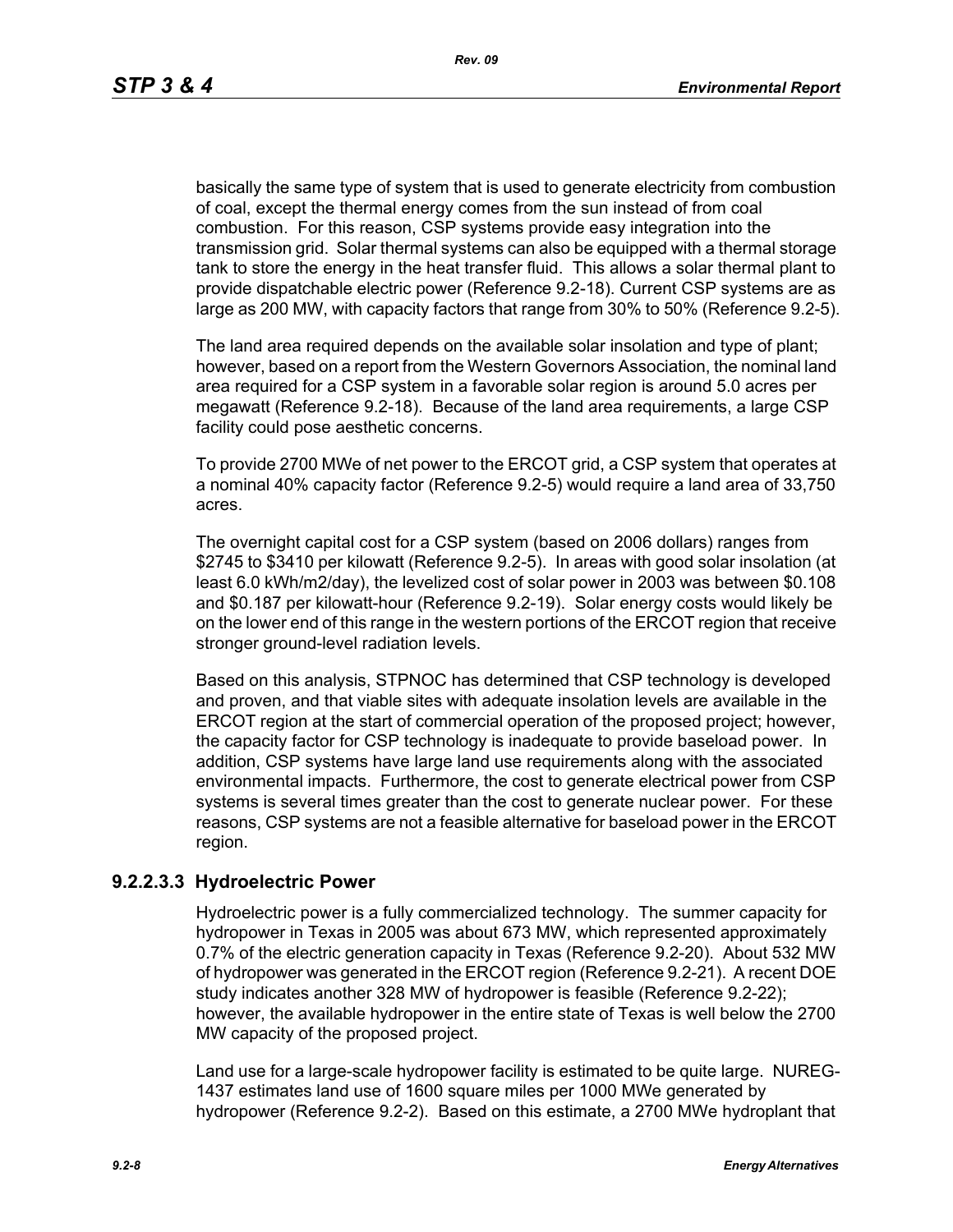basically the same type of system that is used to generate electricity from combustion of coal, except the thermal energy comes from the sun instead of from coal combustion. For this reason, CSP systems provide easy integration into the transmission grid. Solar thermal systems can also be equipped with a thermal storage tank to store the energy in the heat transfer fluid. This allows a solar thermal plant to provide dispatchable electric power (Reference 9.2-18). Current CSP systems are as large as 200 MW, with capacity factors that range from 30% to 50% (Reference 9.2-5).

The land area required depends on the available solar insolation and type of plant; however, based on a report from the Western Governors Association, the nominal land area required for a CSP system in a favorable solar region is around 5.0 acres per megawatt (Reference 9.2-18). Because of the land area requirements, a large CSP facility could pose aesthetic concerns.

To provide 2700 MWe of net power to the ERCOT grid, a CSP system that operates at a nominal 40% capacity factor (Reference 9.2-5) would require a land area of 33,750 acres.

The overnight capital cost for a CSP system (based on 2006 dollars) ranges from $2745 to $3410 per kilowatt (Reference 9.2-5). In areas with good solar insolation (at least 6.0 kWh/m2/day), the levelized cost of solar power in 2003 was between $0.108 and $0.187 per kilowatt-hour (Reference 9.2-19). Solar energy costs would likely be on the lower end of this range in the western portions of the ERCOT region that receive stronger ground-level radiation levels.

Based on this analysis, STPNOC has determined that CSP technology is developed and proven, and that viable sites with adequate insolation levels are available in the ERCOT region at the start of commercial operation of the proposed project; however, the capacity factor for CSP technology is inadequate to provide baseload power. In addition, CSP systems have large land use requirements along with the associated environmental impacts. Furthermore, the cost to generate electrical power from CSP systems is several times greater than the cost to generate nuclear power. For these reasons, CSP systems are not a feasible alternative for baseload power in the ERCOT region.

### 9.2.2.3.3 Hydroelectric Power

Hydroelectric power is a fully commercialized technology. The summer capacity for hydropower in Texas in 2005 was about 673 MW, which represented approximately 0.7% of the electric generation capacity in Texas (Reference 9.2-20). About 532 MW of hydropower was generated in the ERCOT region (Reference 9.2-21). A recent DOE study indicates another 328 MW of hydropower is feasible (Reference 9.2-22); however, the available hydropower in the entire state of Texas is well below the 2700 MW capacity of the proposed project.

Land use for a large-scale hydropower facility is estimated to be quite large. NUREG-1437 estimates land use of 1600 square miles per 1000 MWe generated by hydropower (Reference 9.2-2). Based on this estimate, a 2700 MWe hydroplant that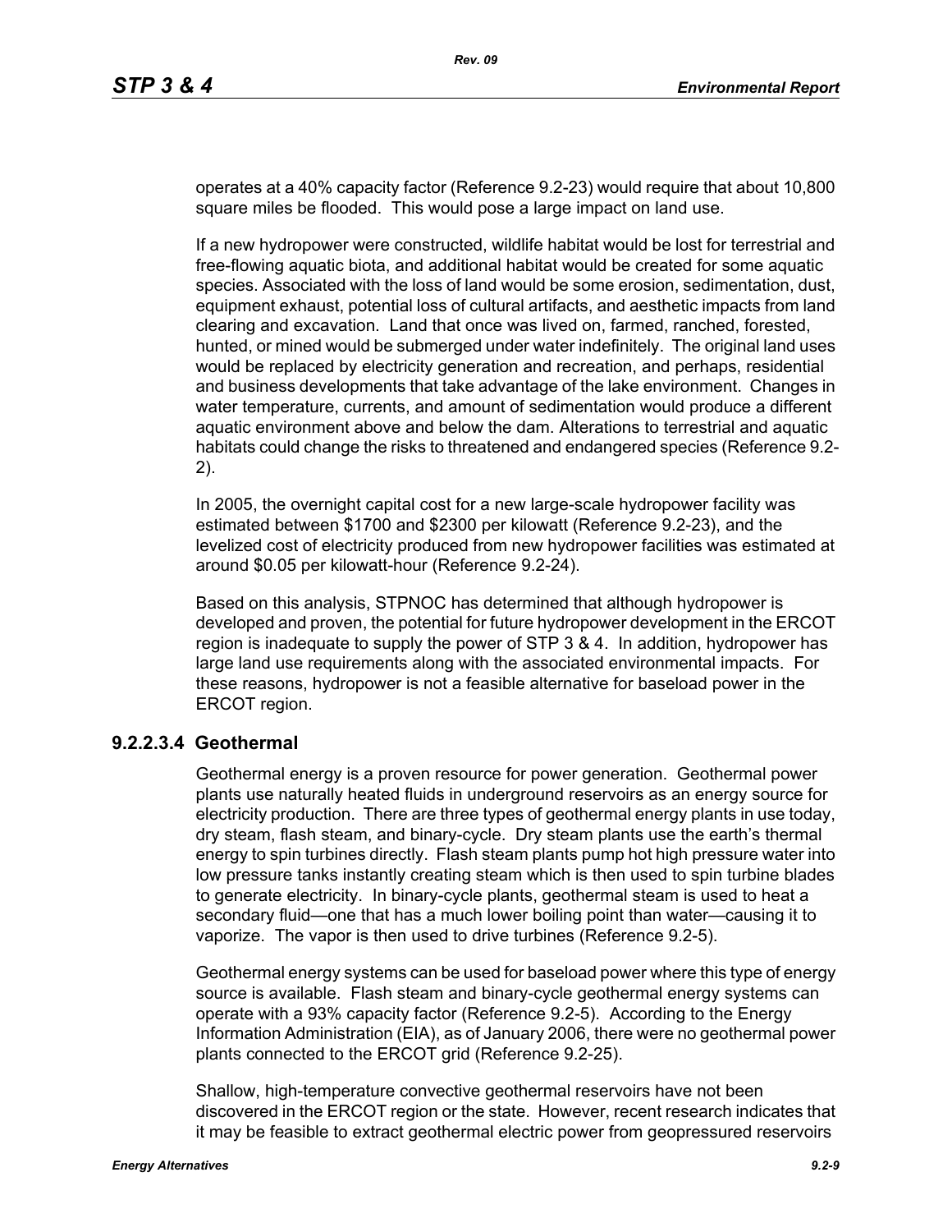operates at a 40% capacity factor (Reference 9.2-23) would require that about 10,800 square miles be flooded. This would pose a large impact on land use.

If a new hydropower were constructed, wildlife habitat would be lost for terrestrial and free-flowing aquatic biota, and additional habitat would be created for some aquatic species. Associated with the loss of land would be some erosion, sedimentation, dust, equipment exhaust, potential loss of cultural artifacts, and aesthetic impacts from land clearing and excavation. Land that once was lived on, farmed, ranched, forested, hunted, or mined would be submerged under water indefinitely. The original land uses would be replaced by electricity generation and recreation, and perhaps, residential and business developments that take advantage of the lake environment. Changes in water temperature, currents, and amount of sedimentation would produce a different aquatic environment above and below the dam. Alterations to terrestrial and aquatic habitats could change the risks to threatened and endangered species (Reference 9.2-2).

In 2005, the overnight capital cost for a new large-scale hydropower facility was estimated between $1700 and $2300 per kilowatt (Reference 9.2-23), and the levelized cost of electricity produced from new hydropower facilities was estimated at around $0.05 per kilowatt-hour (Reference 9.2-24).

Based on this analysis, STPNOC has determined that although hydropower is developed and proven, the potential for future hydropower development in the ERCOT region is inadequate to supply the power of STP 3 & 4. In addition, hydropower has large land use requirements along with the associated environmental impacts. For these reasons, hydropower is not a feasible alternative for baseload power in the ERCOT region.

#### 9.2.2.3.4 Geothermal

Geothermal energy is a proven resource for power generation. Geothermal power plants use naturally heated fluids in underground reservoirs as an energy source for electricity production. There are three types of geothermal energy plants in use today, dry steam, flash steam, and binary-cycle. Dry steam plants use the earth's thermal energy to spin turbines directly. Flash steam plants pump hot high pressure water into low pressure tanks instantly creating steam which is then used to spin turbine blades to generate electricity. In binary-cycle plants, geothermal steam is used to heat a secondary fluid—one that has a much lower boiling point than water—causing it to vaporize. The vapor is then used to drive turbines (Reference 9.2-5).

Geothermal energy systems can be used for baseload power where this type of energy source is available. Flash steam and binary-cycle geothermal energy systems can operate with a 93% capacity factor (Reference 9.2-5). According to the Energy Information Administration (EIA), as of January 2006, there were no geothermal power plants connected to the ERCOT grid (Reference 9.2-25).

Shallow, high-temperature convective geothermal reservoirs have not been discovered in the ERCOT region or the state. However, recent research indicates that it may be feasible to extract geothermal electric power from geopressured reservoirs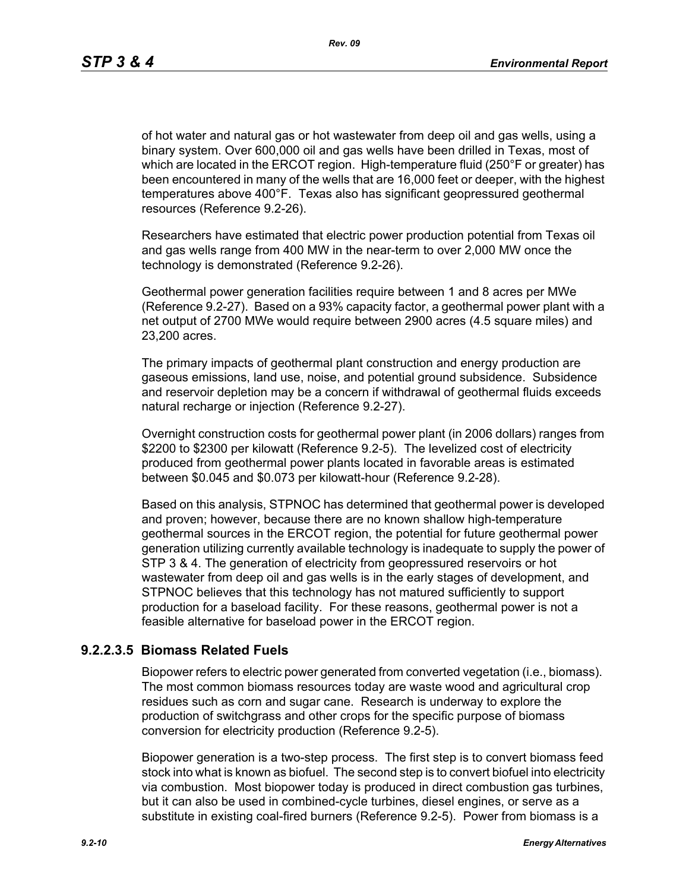of hot water and natural gas or hot wastewater from deep oil and gas wells, using a binary system. Over 600,000 oil and gas wells have been drilled in Texas, most of which are located in the ERCOT region. High-temperature fluid (250°F or greater) has been encountered in many of the wells that are 16,000 feet or deeper, with the highest temperatures above 400°F. Texas also has significant geopressured geothermal resources (Reference 9.2-26).

Researchers have estimated that electric power production potential from Texas oil and gas wells range from 400 MW in the near-term to over 2,000 MW once the technology is demonstrated (Reference 9.2-26).

Geothermal power generation facilities require between 1 and 8 acres per MWe (Reference 9.2-27). Based on a 93% capacity factor, a geothermal power plant with a net output of 2700 MWe would require between 2900 acres (4.5 square miles) and 23,200 acres.

The primary impacts of geothermal plant construction and energy production are gaseous emissions, land use, noise, and potential ground subsidence. Subsidence and reservoir depletion may be a concern if withdrawal of geothermal fluids exceeds natural recharge or injection (Reference 9.2-27).

Overnight construction costs for geothermal power plant (in 2006 dollars) ranges from $2200 to $2300 per kilowatt (Reference 9.2-5). The levelized cost of electricity produced from geothermal power plants located in favorable areas is estimated between $0.045 and $0.073 per kilowatt-hour (Reference 9.2-28).

Based on this analysis, STPNOC has determined that geothermal power is developed and proven; however, because there are no known shallow high-temperature geothermal sources in the ERCOT region, the potential for future geothermal power generation utilizing currently available technology is inadequate to supply the power of STP 3 & 4. The generation of electricity from geopressured reservoirs or hot wastewater from deep oil and gas wells is in the early stages of development, and STPNOC believes that this technology has not matured sufficiently to support production for a baseload facility. For these reasons, geothermal power is not a feasible alternative for baseload power in the ERCOT region.

#### 9.2.2.3.5 Biomass Related Fuels

Biopower refers to electric power generated from converted vegetation (i.e., biomass). The most common biomass resources today are waste wood and agricultural crop residues such as corn and sugar cane. Research is underway to explore the production of switchgrass and other crops for the specific purpose of biomass conversion for electricity production (Reference 9.2-5).

Biopower generation is a two-step process. The first step is to convert biomass feed stock into what is known as biofuel. The second step is to convert biofuel into electricity via combustion. Most biopower today is produced in direct combustion gas turbines, but it can also be used in combined-cycle turbines, diesel engines, or serve as a substitute in existing coal-fired burners (Reference 9.2-5). Power from biomass is a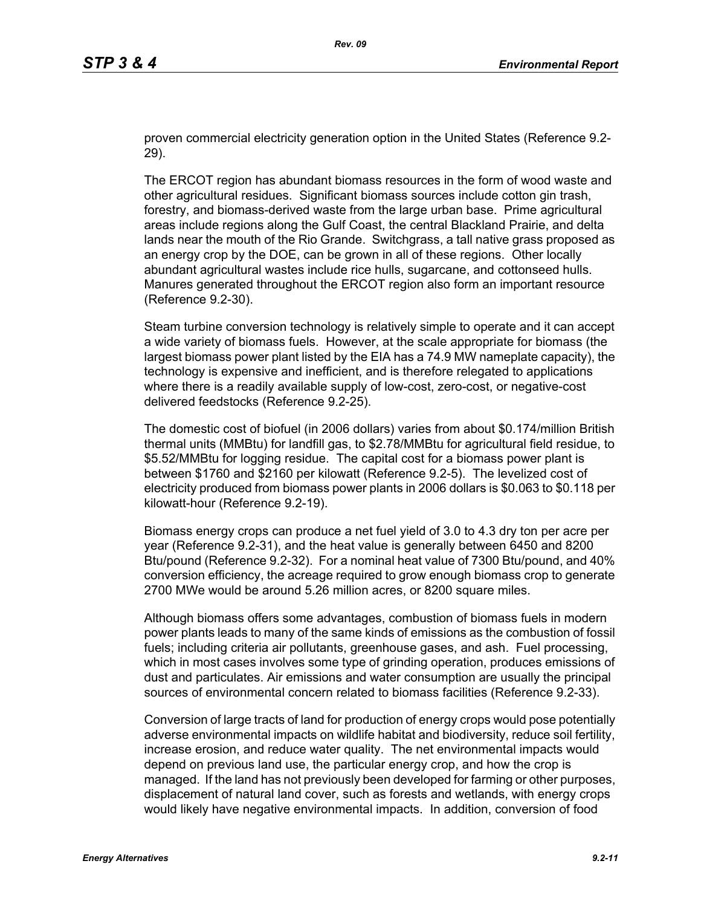proven commercial electricity generation option in the United States (Reference 9.2-29).

The ERCOT region has abundant biomass resources in the form of wood waste and other agricultural residues. Significant biomass sources include cotton gin trash, forestry, and biomass-derived waste from the large urban base. Prime agricultural areas include regions along the Gulf Coast, the central Blackland Prairie, and delta lands near the mouth of the Rio Grande. Switchgrass, a tall native grass proposed as an energy crop by the DOE, can be grown in all of these regions. Other locally abundant agricultural wastes include rice hulls, sugarcane, and cottonseed hulls. Manures generated throughout the ERCOT region also form an important resource (Reference 9.2-30).

Steam turbine conversion technology is relatively simple to operate and it can accept a wide variety of biomass fuels. However, at the scale appropriate for biomass (the largest biomass power plant listed by the EIA has a 74.9 MW nameplate capacity), the technology is expensive and inefficient, and is therefore relegated to applications where there is a readily available supply of low-cost, zero-cost, or negative-cost delivered feedstocks (Reference 9.2-25).

The domestic cost of biofuel (in 2006 dollars) varies from about $0.174/million British thermal units (MMBtu) for landfill gas, to $2.78/MMBtu for agricultural field residue, to $5.52/MMBtu for logging residue. The capital cost for a biomass power plant is between $1760 and $2160 per kilowatt (Reference 9.2-5). The levelized cost of electricity produced from biomass power plants in 2006 dollars is $0.063 to $0.118 per kilowatt-hour (Reference 9.2-19).

Biomass energy crops can produce a net fuel yield of 3.0 to 4.3 dry ton per acre per year (Reference 9.2-31), and the heat value is generally between 6450 and 8200 Btu/pound (Reference 9.2-32). For a nominal heat value of 7300 Btu/pound, and 40% conversion efficiency, the acreage required to grow enough biomass crop to generate 2700 MWe would be around 5.26 million acres, or 8200 square miles.

Although biomass offers some advantages, combustion of biomass fuels in modern power plants leads to many of the same kinds of emissions as the combustion of fossil fuels; including criteria air pollutants, greenhouse gases, and ash. Fuel processing, which in most cases involves some type of grinding operation, produces emissions of dust and particulates. Air emissions and water consumption are usually the principal sources of environmental concern related to biomass facilities (Reference 9.2-33).

Conversion of large tracts of land for production of energy crops would pose potentially adverse environmental impacts on wildlife habitat and biodiversity, reduce soil fertility, increase erosion, and reduce water quality. The net environmental impacts would depend on previous land use, the particular energy crop, and how the crop is managed. If the land has not previously been developed for farming or other purposes, displacement of natural land cover, such as forests and wetlands, with energy crops would likely have negative environmental impacts. In addition, conversion of food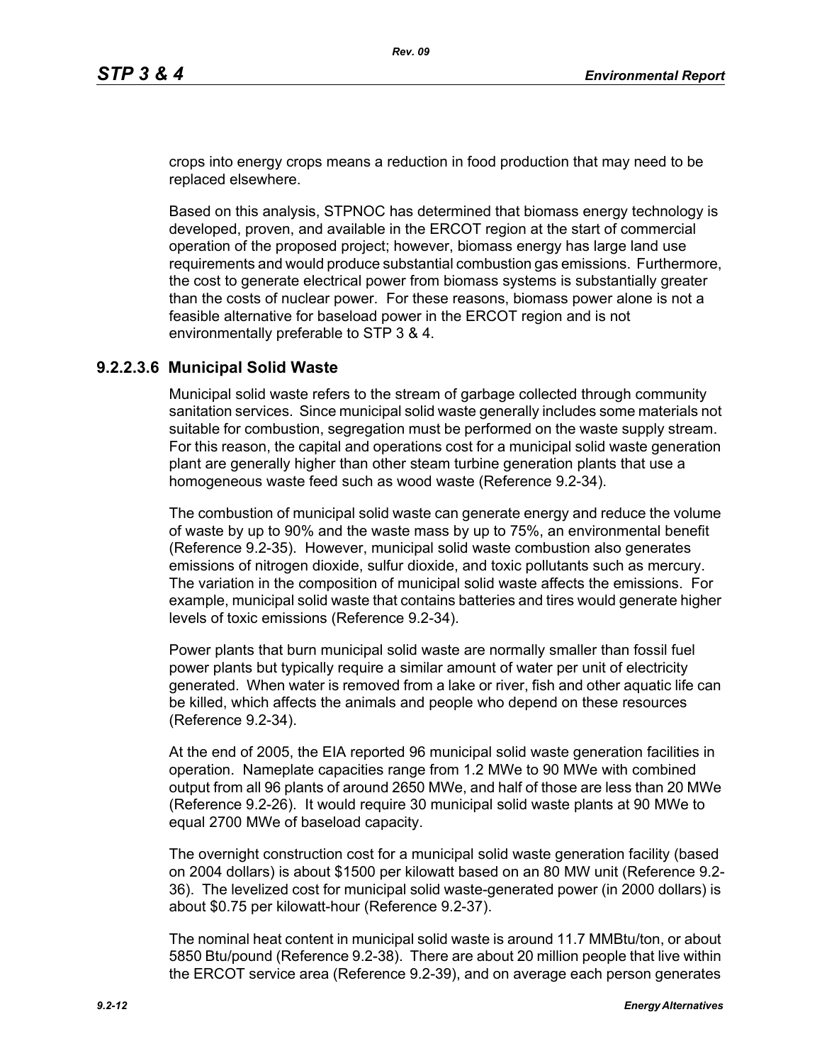crops into energy crops means a reduction in food production that may need to be replaced elsewhere.

Based on this analysis, STPNOC has determined that biomass energy technology is developed, proven, and available in the ERCOT region at the start of commercial operation of the proposed project; however, biomass energy has large land use requirements and would produce substantial combustion gas emissions. Furthermore, the cost to generate electrical power from biomass systems is substantially greater than the costs of nuclear power. For these reasons, biomass power alone is not a feasible alternative for baseload power in the ERCOT region and is not environmentally preferable to STP 3 & 4.

### 9.2.2.3.6 Municipal Solid Waste

Municipal solid waste refers to the stream of garbage collected through community sanitation services. Since municipal solid waste generally includes some materials not suitable for combustion, segregation must be performed on the waste supply stream. For this reason, the capital and operations cost for a municipal solid waste generation plant are generally higher than other steam turbine generation plants that use a homogeneous waste feed such as wood waste (Reference 9.2-34).

The combustion of municipal solid waste can generate energy and reduce the volume of waste by up to 90% and the waste mass by up to 75%, an environmental benefit (Reference 9.2-35). However, municipal solid waste combustion also generates emissions of nitrogen dioxide, sulfur dioxide, and toxic pollutants such as mercury. The variation in the composition of municipal solid waste affects the emissions. For example, municipal solid waste that contains batteries and tires would generate higher levels of toxic emissions (Reference 9.2-34).

Power plants that burn municipal solid waste are normally smaller than fossil fuel power plants but typically require a similar amount of water per unit of electricity generated. When water is removed from a lake or river, fish and other aquatic life can be killed, which affects the animals and people who depend on these resources (Reference 9.2-34).

At the end of 2005, the EIA reported 96 municipal solid waste generation facilities in operation. Nameplate capacities range from 1.2 MWe to 90 MWe with combined output from all 96 plants of around 2650 MWe, and half of those are less than 20 MWe (Reference 9.2-26). It would require 30 municipal solid waste plants at 90 MWe to equal 2700 MWe of baseload capacity.

The overnight construction cost for a municipal solid waste generation facility (based on 2004 dollars) is about $1500 per kilowatt based on an 80 MW unit (Reference 9.2-36). The levelized cost for municipal solid waste-generated power (in 2000 dollars) is about $0.75 per kilowatt-hour (Reference 9.2-37).

The nominal heat content in municipal solid waste is around 11.7 MMBtu/ton, or about 5850 Btu/pound (Reference 9.2-38). There are about 20 million people that live within the ERCOT service area (Reference 9.2-39), and on average each person generates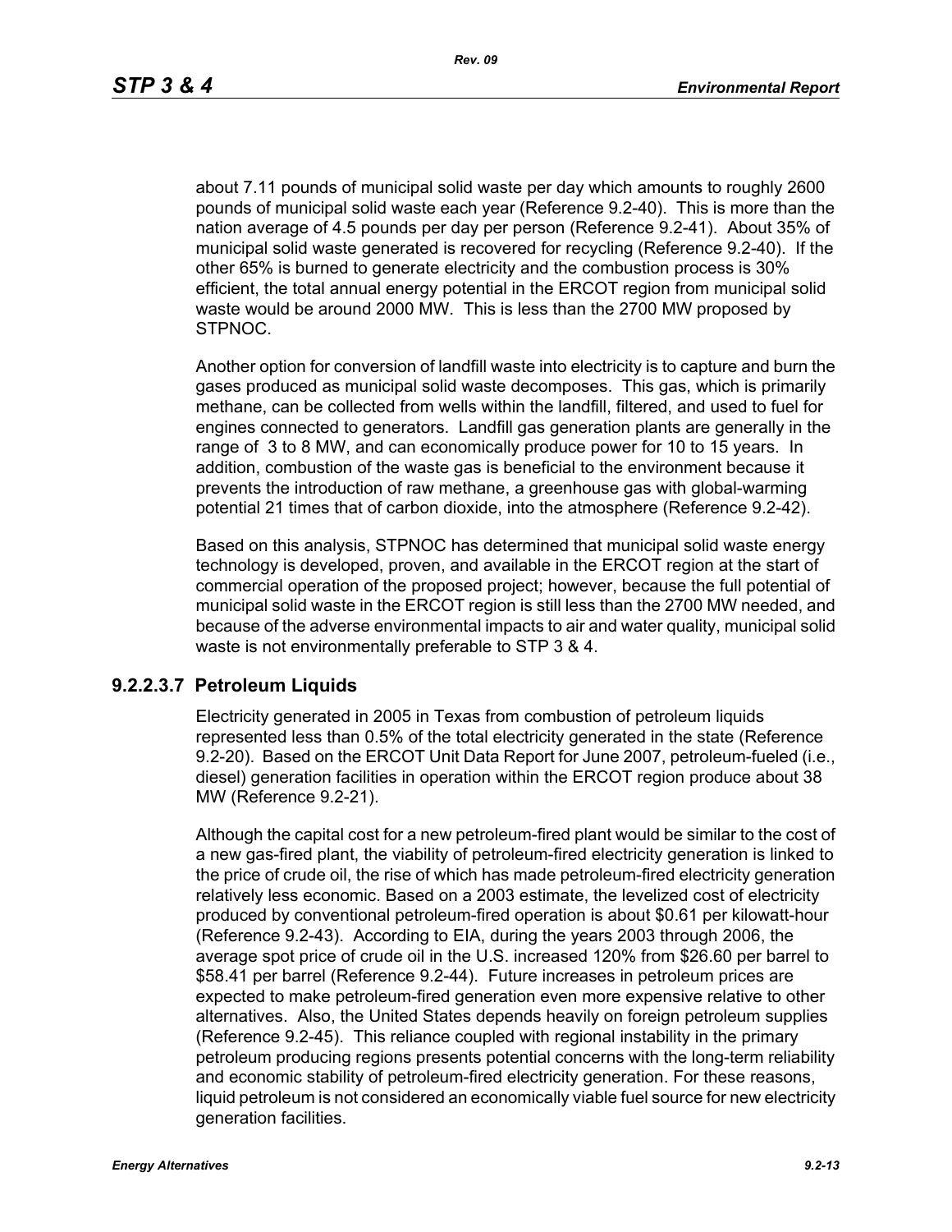about 7.11 pounds of municipal solid waste per day which amounts to roughly 2600 pounds of municipal solid waste each year (Reference 9.2-40). This is more than the nation average of 4.5 pounds per day per person (Reference 9.2-41). About 35% of municipal solid waste generated is recovered for recycling (Reference 9.2-40). If the other 65% is burned to generate electricity and the combustion process is 30% efficient, the total annual energy potential in the ERCOT region from municipal solid waste would be around 2000 MW. This is less than the 2700 MW proposed by STPNOC.

Another option for conversion of landfill waste into electricity is to capture and burn the gases produced as municipal solid waste decomposes. This gas, which is primarily methane, can be collected from wells within the landfill, filtered, and used to fuel for engines connected to generators. Landfill gas generation plants are generally in the range of 3 to 8 MW, and can economically produce power for 10 to 15 years. In addition, combustion of the waste gas is beneficial to the environment because it prevents the introduction of raw methane, a greenhouse gas with global-warming potential 21 times that of carbon dioxide, into the atmosphere (Reference 9.2-42).

Based on this analysis, STPNOC has determined that municipal solid waste energy technology is developed, proven, and available in the ERCOT region at the start of commercial operation of the proposed project; however, because the full potential of municipal solid waste in the ERCOT region is still less than the 2700 MW needed, and because of the adverse environmental impacts to air and water quality, municipal solid waste is not environmentally preferable to STP 3 & 4.

### 9.2.2.3.7 Petroleum Liquids

Electricity generated in 2005 in Texas from combustion of petroleum liquids represented less than 0.5% of the total electricity generated in the state (Reference 9.2-20). Based on the ERCOT Unit Data Report for June 2007, petroleum-fueled (i.e., diesel) generation facilities in operation within the ERCOT region produce about 38 MW (Reference 9.2-21).

Although the capital cost for a new petroleum-fired plant would be similar to the cost of a new gas-fired plant, the viability of petroleum-fired electricity generation is linked to the price of crude oil, the rise of which has made petroleum-fired electricity generation relatively less economic. Based on a 2003 estimate, the levelized cost of electricity produced by conventional petroleum-fired operation is about \$0.61 per kilowatt-hour (Reference 9.2-43). According to EIA, during the years 2003 through 2006, the average spot price of crude oil in the U.S. increased 120% from \$26.60 per barrel to \$58.41 per barrel (Reference 9.2-44). Future increases in petroleum prices are expected to make petroleum-fired generation even more expensive relative to other alternatives. Also, the United States depends heavily on foreign petroleum supplies (Reference 9.2-45). This reliance coupled with regional instability in the primary petroleum producing regions presents potential concerns with the long-term reliability and economic stability of petroleum-fired electricity generation. For these reasons, liquid petroleum is not considered an economically viable fuel source for new electricity generation facilities.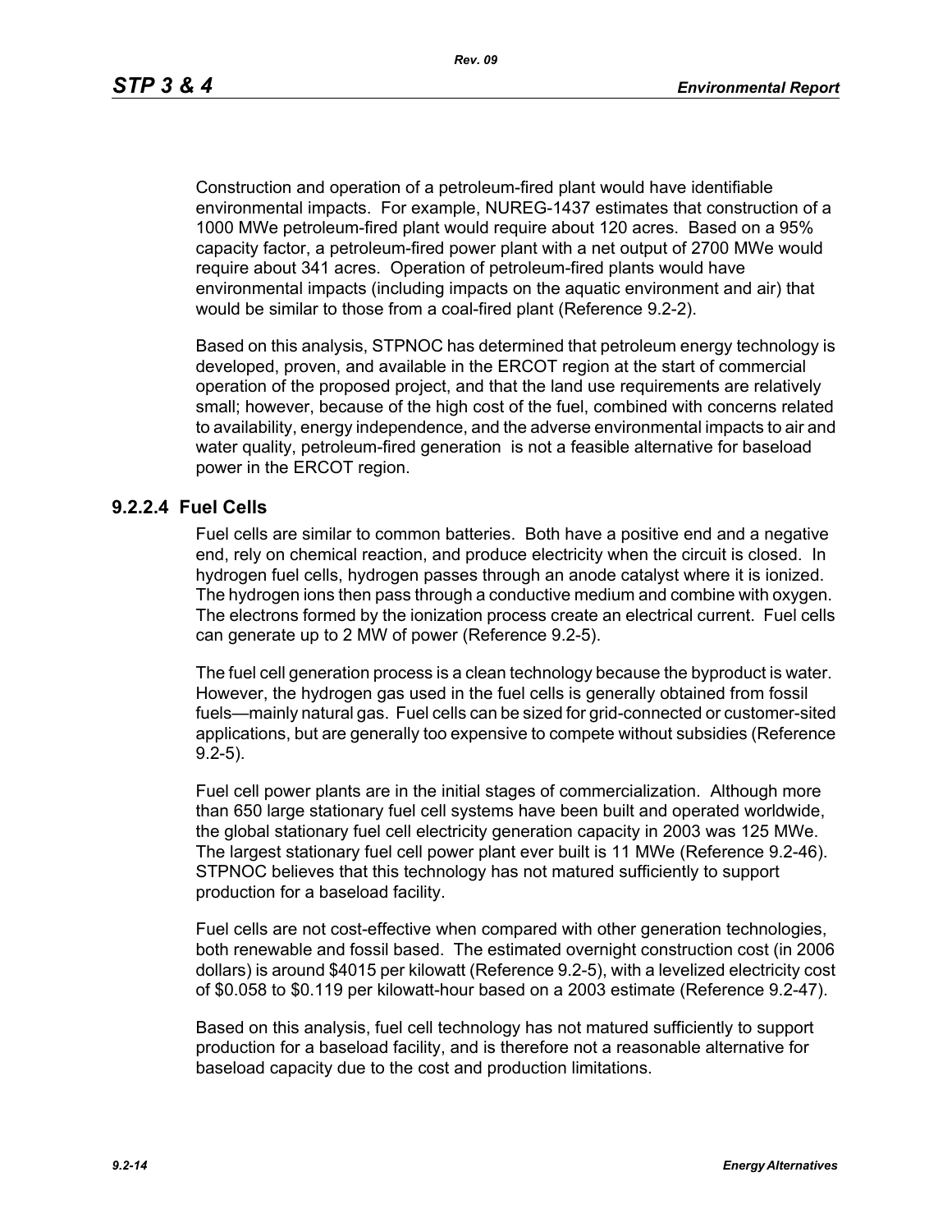Construction and operation of a petroleum-fired plant would have identifiable environmental impacts. For example, NUREG-1437 estimates that construction of a 1000 MWe petroleum-fired plant would require about 120 acres. Based on a 95% capacity factor, a petroleum-fired power plant with a net output of 2700 MWe would require about 341 acres. Operation of petroleum-fired plants would have environmental impacts (including impacts on the aquatic environment and air) that would be similar to those from a coal-fired plant (Reference 9.2-2).

Based on this analysis, STPNOC has determined that petroleum energy technology is developed, proven, and available in the ERCOT region at the start of commercial operation of the proposed project, and that the land use requirements are relatively small; however, because of the high cost of the fuel, combined with concerns related to availability, energy independence, and the adverse environmental impacts to air and water quality, petroleum-fired generation is not a feasible alternative for baseload power in the ERCOT region.

### 9.2.2.4 Fuel Cells

Fuel cells are similar to common batteries. Both have a positive end and a negative end, rely on chemical reaction, and produce electricity when the circuit is closed. In hydrogen fuel cells, hydrogen passes through an anode catalyst where it is ionized. The hydrogen ions then pass through a conductive medium and combine with oxygen. The electrons formed by the ionization process create an electrical current. Fuel cells can generate up to 2 MW of power (Reference 9.2-5).

The fuel cell generation process is a clean technology because the byproduct is water. However, the hydrogen gas used in the fuel cells is generally obtained from fossil fuels—mainly natural gas. Fuel cells can be sized for grid-connected or customer-sited applications, but are generally too expensive to compete without subsidies (Reference 9.2-5).

Fuel cell power plants are in the initial stages of commercialization. Although more than 650 large stationary fuel cell systems have been built and operated worldwide, the global stationary fuel cell electricity generation capacity in 2003 was 125 MWe. The largest stationary fuel cell power plant ever built is 11 MWe (Reference 9.2-46). STPNOC believes that this technology has not matured sufficiently to support production for a baseload facility.

Fuel cells are not cost-effective when compared with other generation technologies, both renewable and fossil based. The estimated overnight construction cost (in 2006 dollars) is around $4015 per kilowatt (Reference 9.2-5), with a levelized electricity cost of $0.058 to $0.119 per kilowatt-hour based on a 2003 estimate (Reference 9.2-47).

Based on this analysis, fuel cell technology has not matured sufficiently to support production for a baseload facility, and is therefore not a reasonable alternative for baseload capacity due to the cost and production limitations.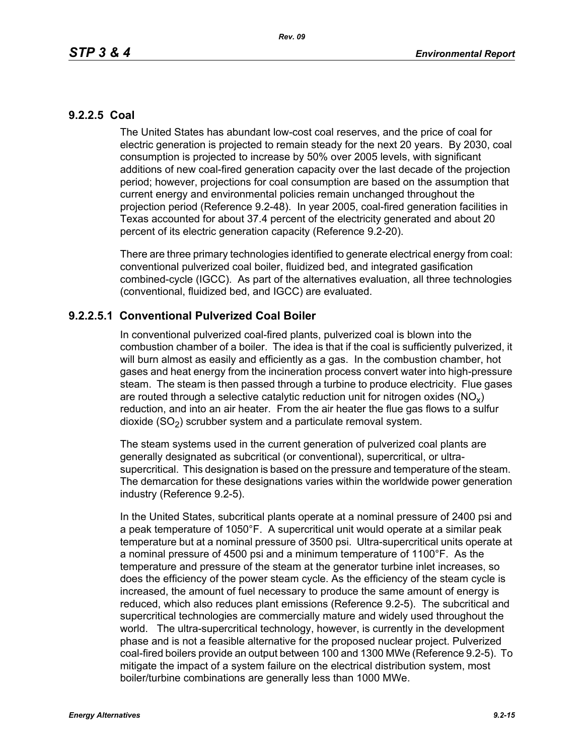## 9.2.2.5 Coal

The United States has abundant low-cost coal reserves, and the price of coal for electric generation is projected to remain steady for the next 20 years. By 2030, coal consumption is projected to increase by 50% over 2005 levels, with significant additions of new coal-fired generation capacity over the last decade of the projection period; however, projections for coal consumption are based on the assumption that current energy and environmental policies remain unchanged throughout the projection period (Reference 9.2-48). In year 2005, coal-fired generation facilities in Texas accounted for about 37.4 percent of the electricity generated and about 20 percent of its electric generation capacity (Reference 9.2-20).

There are three primary technologies identified to generate electrical energy from coal: conventional pulverized coal boiler, fluidized bed, and integrated gasification combined-cycle (IGCC). As part of the alternatives evaluation, all three technologies (conventional, fluidized bed, and IGCC) are evaluated.

### 9.2.2.5.1 Conventional Pulverized Coal Boiler

In conventional pulverized coal-fired plants, pulverized coal is blown into the combustion chamber of a boiler. The idea is that if the coal is sufficiently pulverized, it will burn almost as easily and efficiently as a gas. In the combustion chamber, hot gases and heat energy from the incineration process convert water into high-pressure steam. The steam is then passed through a turbine to produce electricity. Flue gases are routed through a selective catalytic reduction unit for nitrogen oxides ($NO_x$) reduction, and into an air heater. From the air heater the flue gas flows to a sulfur dioxide ($SO_2$) scrubber system and a particulate removal system.

The steam systems used in the current generation of pulverized coal plants are generally designated as subcritical (or conventional), supercritical, or ultra-supercritical. This designation is based on the pressure and temperature of the steam. The demarcation for these designations varies within the worldwide power generation industry (Reference 9.2-5).

In the United States, subcritical plants operate at a nominal pressure of 2400 psi and a peak temperature of 1050°F. A supercritical unit would operate at a similar peak temperature but at a nominal pressure of 3500 psi. Ultra-supercritical units operate at a nominal pressure of 4500 psi and a minimum temperature of 1100°F. As the temperature and pressure of the steam at the generator turbine inlet increases, so does the efficiency of the power steam cycle. As the efficiency of the steam cycle is increased, the amount of fuel necessary to produce the same amount of energy is reduced, which also reduces plant emissions (Reference 9.2-5). The subcritical and supercritical technologies are commercially mature and widely used throughout the world. The ultra-supercritical technology, however, is currently in the development phase and is not a feasible alternative for the proposed nuclear project. Pulverized coal-fired boilers provide an output between 100 and 1300 MWe (Reference 9.2-5). To mitigate the impact of a system failure on the electrical distribution system, most boiler/turbine combinations are generally less than 1000 MWe.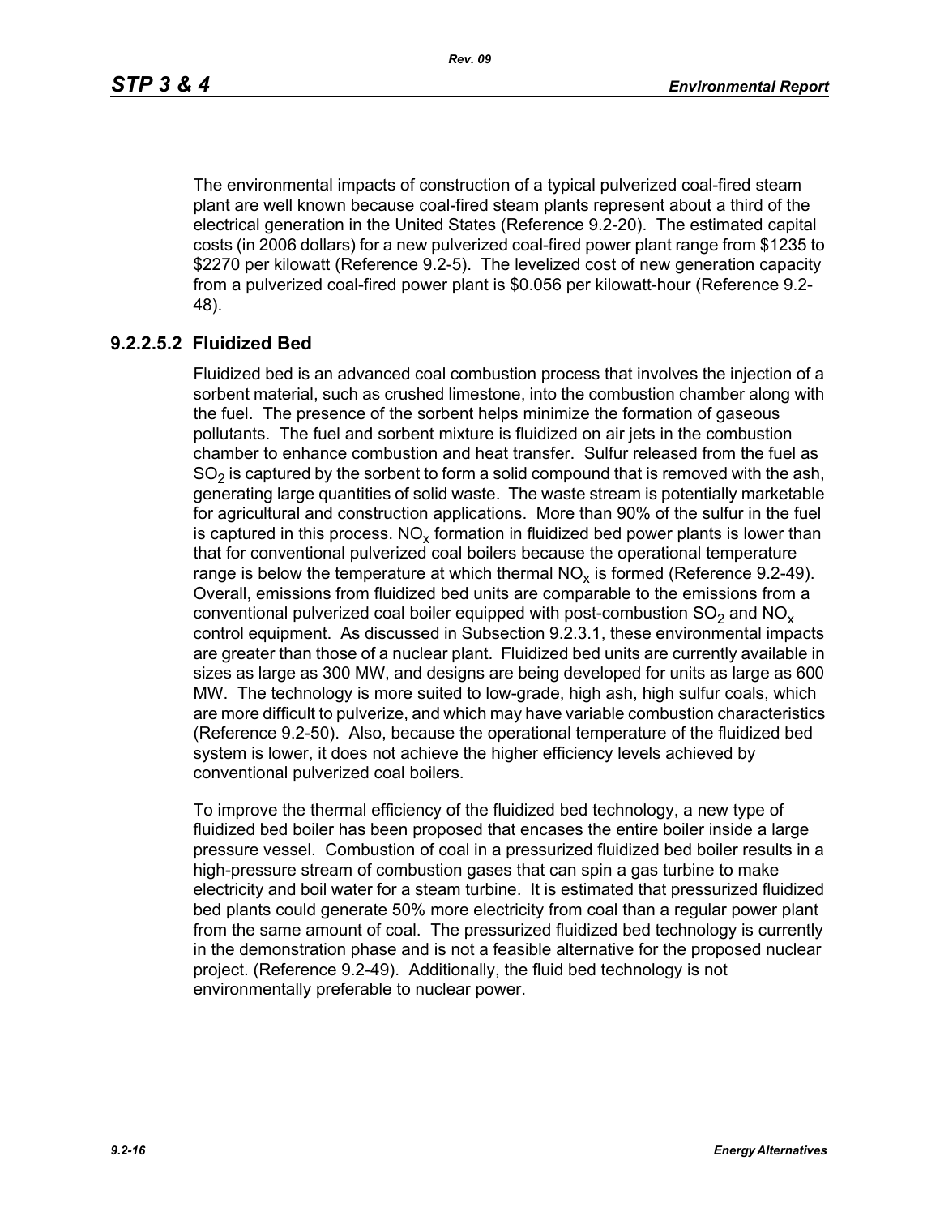The environmental impacts of construction of a typical pulverized coal-fired steam plant are well known because coal-fired steam plants represent about a third of the electrical generation in the United States (Reference 9.2-20). The estimated capital costs (in 2006 dollars) for a new pulverized coal-fired power plant range from $1235 to $2270 per kilowatt (Reference 9.2-5). The levelized cost of new generation capacity from a pulverized coal-fired power plant is $0.056 per kilowatt-hour (Reference 9.2-48).

### 9.2.2.5.2 Fluidized Bed

Fluidized bed is an advanced coal combustion process that involves the injection of a sorbent material, such as crushed limestone, into the combustion chamber along with the fuel. The presence of the sorbent helps minimize the formation of gaseous pollutants. The fuel and sorbent mixture is fluidized on air jets in the combustion chamber to enhance combustion and heat transfer. Sulfur released from the fuel as $SO_2$ is captured by the sorbent to form a solid compound that is removed with the ash, generating large quantities of solid waste. The waste stream is potentially marketable for agricultural and construction applications. More than 90% of the sulfur in the fuel is captured in this process. $NO_x$ formation in fluidized bed power plants is lower than that for conventional pulverized coal boilers because the operational temperature range is below the temperature at which thermal $NO_x$ is formed (Reference 9.2-49). Overall, emissions from fluidized bed units are comparable to the emissions from a conventional pulverized coal boiler equipped with post-combustion $SO_2$ and $NO_x$ control equipment. As discussed in Subsection 9.2.3.1, these environmental impacts are greater than those of a nuclear plant. Fluidized bed units are currently available in sizes as large as 300 MW, and designs are being developed for units as large as 600 MW. The technology is more suited to low-grade, high ash, high sulfur coals, which are more difficult to pulverize, and which may have variable combustion characteristics (Reference 9.2-50). Also, because the operational temperature of the fluidized bed system is lower, it does not achieve the higher efficiency levels achieved by conventional pulverized coal boilers.

To improve the thermal efficiency of the fluidized bed technology, a new type of fluidized bed boiler has been proposed that encases the entire boiler inside a large pressure vessel. Combustion of coal in a pressurized fluidized bed boiler results in a high-pressure stream of combustion gases that can spin a gas turbine to make electricity and boil water for a steam turbine. It is estimated that pressurized fluidized bed plants could generate 50% more electricity from coal than a regular power plant from the same amount of coal. The pressurized fluidized bed technology is currently in the demonstration phase and is not a feasible alternative for the proposed nuclear project. (Reference 9.2-49). Additionally, the fluid bed technology is not environmentally preferable to nuclear power.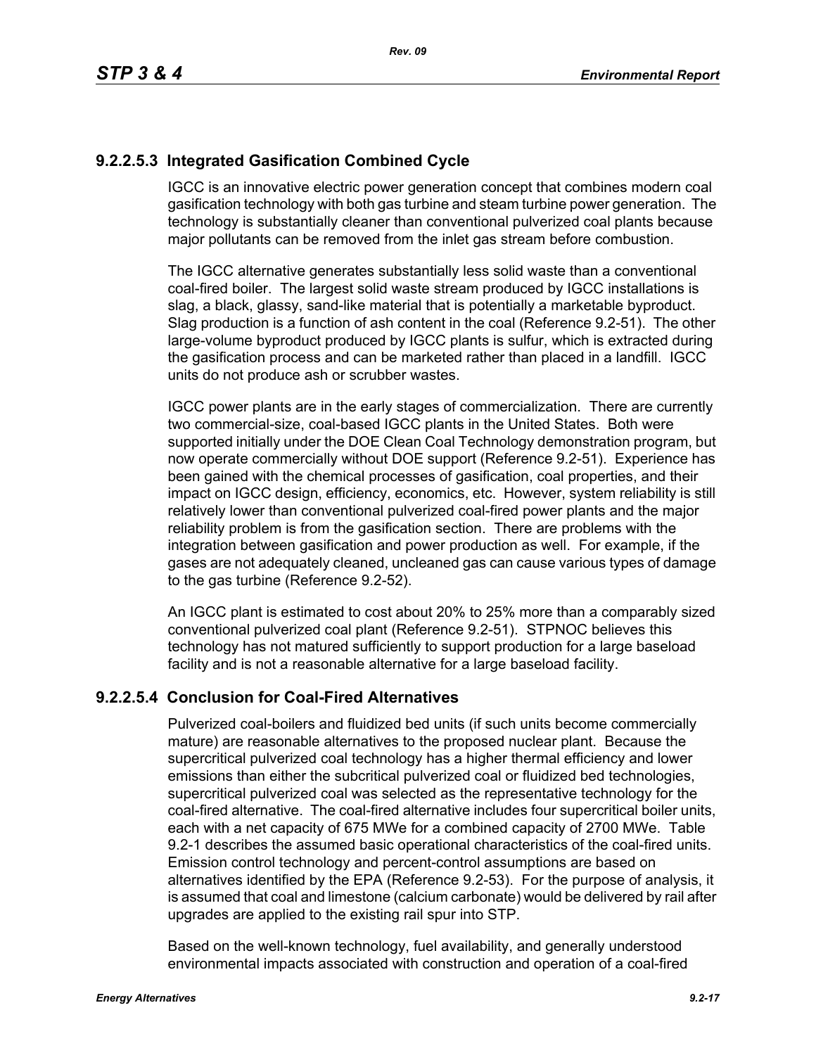### 9.2.2.5.3 Integrated Gasification Combined Cycle

IGCC is an innovative electric power generation concept that combines modern coal gasification technology with both gas turbine and steam turbine power generation. The technology is substantially cleaner than conventional pulverized coal plants because major pollutants can be removed from the inlet gas stream before combustion.

The IGCC alternative generates substantially less solid waste than a conventional coal-fired boiler. The largest solid waste stream produced by IGCC installations is slag, a black, glassy, sand-like material that is potentially a marketable byproduct. Slag production is a function of ash content in the coal (Reference 9.2-51). The other large-volume byproduct produced by IGCC plants is sulfur, which is extracted during the gasification process and can be marketed rather than placed in a landfill. IGCC units do not produce ash or scrubber wastes.

IGCC power plants are in the early stages of commercialization. There are currently two commercial-size, coal-based IGCC plants in the United States. Both were supported initially under the DOE Clean Coal Technology demonstration program, but now operate commercially without DOE support (Reference 9.2-51). Experience has been gained with the chemical processes of gasification, coal properties, and their impact on IGCC design, efficiency, economics, etc. However, system reliability is still relatively lower than conventional pulverized coal-fired power plants and the major reliability problem is from the gasification section. There are problems with the integration between gasification and power production as well. For example, if the gases are not adequately cleaned, uncleaned gas can cause various types of damage to the gas turbine (Reference 9.2-52).

An IGCC plant is estimated to cost about 20% to 25% more than a comparably sized conventional pulverized coal plant (Reference 9.2-51). STPNOC believes this technology has not matured sufficiently to support production for a large baseload facility and is not a reasonable alternative for a large baseload facility.

### 9.2.2.5.4 Conclusion for Coal-Fired Alternatives

Pulverized coal-boilers and fluidized bed units (if such units become commercially mature) are reasonable alternatives to the proposed nuclear plant. Because the supercritical pulverized coal technology has a higher thermal efficiency and lower emissions than either the subcritical pulverized coal or fluidized bed technologies, supercritical pulverized coal was selected as the representative technology for the coal-fired alternative. The coal-fired alternative includes four supercritical boiler units, each with a net capacity of 675 MWe for a combined capacity of 2700 MWe. Table 9.2-1 describes the assumed basic operational characteristics of the coal-fired units. Emission control technology and percent-control assumptions are based on alternatives identified by the EPA (Reference 9.2-53). For the purpose of analysis, it is assumed that coal and limestone (calcium carbonate) would be delivered by rail after upgrades are applied to the existing rail spur into STP.

Based on the well-known technology, fuel availability, and generally understood environmental impacts associated with construction and operation of a coal-fired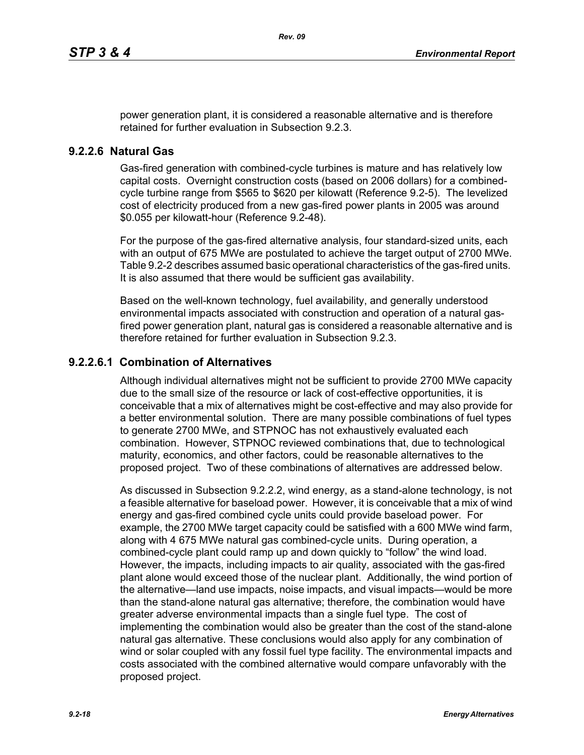power generation plant, it is considered a reasonable alternative and is therefore retained for further evaluation in Subsection 9.2.3.

### 9.2.2.6 Natural Gas

Gas-fired generation with combined-cycle turbines is mature and has relatively low capital costs. Overnight construction costs (based on 2006 dollars) for a combined-cycle turbine range from $565 to $620 per kilowatt (Reference 9.2-5). The levelized cost of electricity produced from a new gas-fired power plants in 2005 was around $0.055 per kilowatt-hour (Reference 9.2-48).

For the purpose of the gas-fired alternative analysis, four standard-sized units, each with an output of 675 MWe are postulated to achieve the target output of 2700 MWe. Table 9.2-2 describes assumed basic operational characteristics of the gas-fired units. It is also assumed that there would be sufficient gas availability.

Based on the well-known technology, fuel availability, and generally understood environmental impacts associated with construction and operation of a natural gas-fired power generation plant, natural gas is considered a reasonable alternative and is therefore retained for further evaluation in Subsection 9.2.3.

#### 9.2.2.6.1 Combination of Alternatives

Although individual alternatives might not be sufficient to provide 2700 MWe capacity due to the small size of the resource or lack of cost-effective opportunities, it is conceivable that a mix of alternatives might be cost-effective and may also provide for a better environmental solution. There are many possible combinations of fuel types to generate 2700 MWe, and STPNOC has not exhaustively evaluated each combination. However, STPNOC reviewed combinations that, due to technological maturity, economics, and other factors, could be reasonable alternatives to the proposed project. Two of these combinations of alternatives are addressed below.

As discussed in Subsection 9.2.2.2, wind energy, as a stand-alone technology, is not a feasible alternative for baseload power. However, it is conceivable that a mix of wind energy and gas-fired combined cycle units could provide baseload power. For example, the 2700 MWe target capacity could be satisfied with a 600 MWe wind farm, along with 4 675 MWe natural gas combined-cycle units. During operation, a combined-cycle plant could ramp up and down quickly to "follow" the wind load. However, the impacts, including impacts to air quality, associated with the gas-fired plant alone would exceed those of the nuclear plant. Additionally, the wind portion of the alternative—land use impacts, noise impacts, and visual impacts—would be more than the stand-alone natural gas alternative; therefore, the combination would have greater adverse environmental impacts than a single fuel type. The cost of implementing the combination would also be greater than the cost of the stand-alone natural gas alternative. These conclusions would also apply for any combination of wind or solar coupled with any fossil fuel type facility. The environmental impacts and costs associated with the combined alternative would compare unfavorably with the proposed project.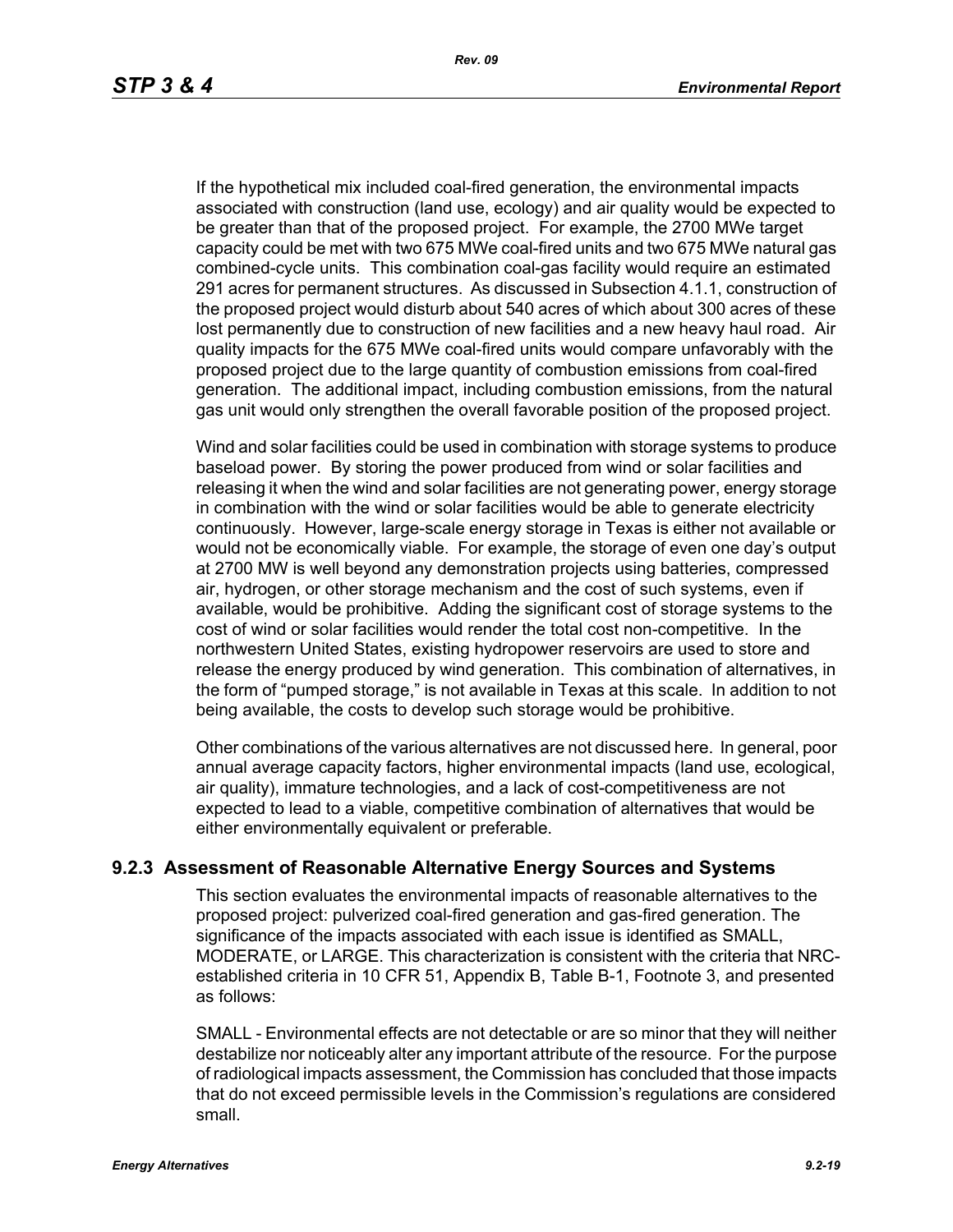If the hypothetical mix included coal-fired generation, the environmental impacts associated with construction (land use, ecology) and air quality would be expected to be greater than that of the proposed project. For example, the 2700 MWe target capacity could be met with two 675 MWe coal-fired units and two 675 MWe natural gas combined-cycle units. This combination coal-gas facility would require an estimated 291 acres for permanent structures. As discussed in Subsection 4.1.1, construction of the proposed project would disturb about 540 acres of which about 300 acres of these lost permanently due to construction of new facilities and a new heavy haul road. Air quality impacts for the 675 MWe coal-fired units would compare unfavorably with the proposed project due to the large quantity of combustion emissions from coal-fired generation. The additional impact, including combustion emissions, from the natural gas unit would only strengthen the overall favorable position of the proposed project.

Wind and solar facilities could be used in combination with storage systems to produce baseload power. By storing the power produced from wind or solar facilities and releasing it when the wind and solar facilities are not generating power, energy storage in combination with the wind or solar facilities would be able to generate electricity continuously. However, large-scale energy storage in Texas is either not available or would not be economically viable. For example, the storage of even one day's output at 2700 MW is well beyond any demonstration projects using batteries, compressed air, hydrogen, or other storage mechanism and the cost of such systems, even if available, would be prohibitive. Adding the significant cost of storage systems to the cost of wind or solar facilities would render the total cost non-competitive. In the northwestern United States, existing hydropower reservoirs are used to store and release the energy produced by wind generation. This combination of alternatives, in the form of "pumped storage," is not available in Texas at this scale. In addition to not being available, the costs to develop such storage would be prohibitive.

Other combinations of the various alternatives are not discussed here. In general, poor annual average capacity factors, higher environmental impacts (land use, ecological, air quality), immature technologies, and a lack of cost-competitiveness are not expected to lead to a viable, competitive combination of alternatives that would be either environmentally equivalent or preferable.

### 9.2.3 Assessment of Reasonable Alternative Energy Sources and Systems

This section evaluates the environmental impacts of reasonable alternatives to the proposed project: pulverized coal-fired generation and gas-fired generation. The significance of the impacts associated with each issue is identified as SMALL, MODERATE, or LARGE. This characterization is consistent with the criteria that NRC-established criteria in 10 CFR 51, Appendix B, Table B-1, Footnote 3, and presented as follows:

SMALL - Environmental effects are not detectable or are so minor that they will neither destabilize nor noticeably alter any important attribute of the resource. For the purpose of radiological impacts assessment, the Commission has concluded that those impacts that do not exceed permissible levels in the Commission's regulations are considered small.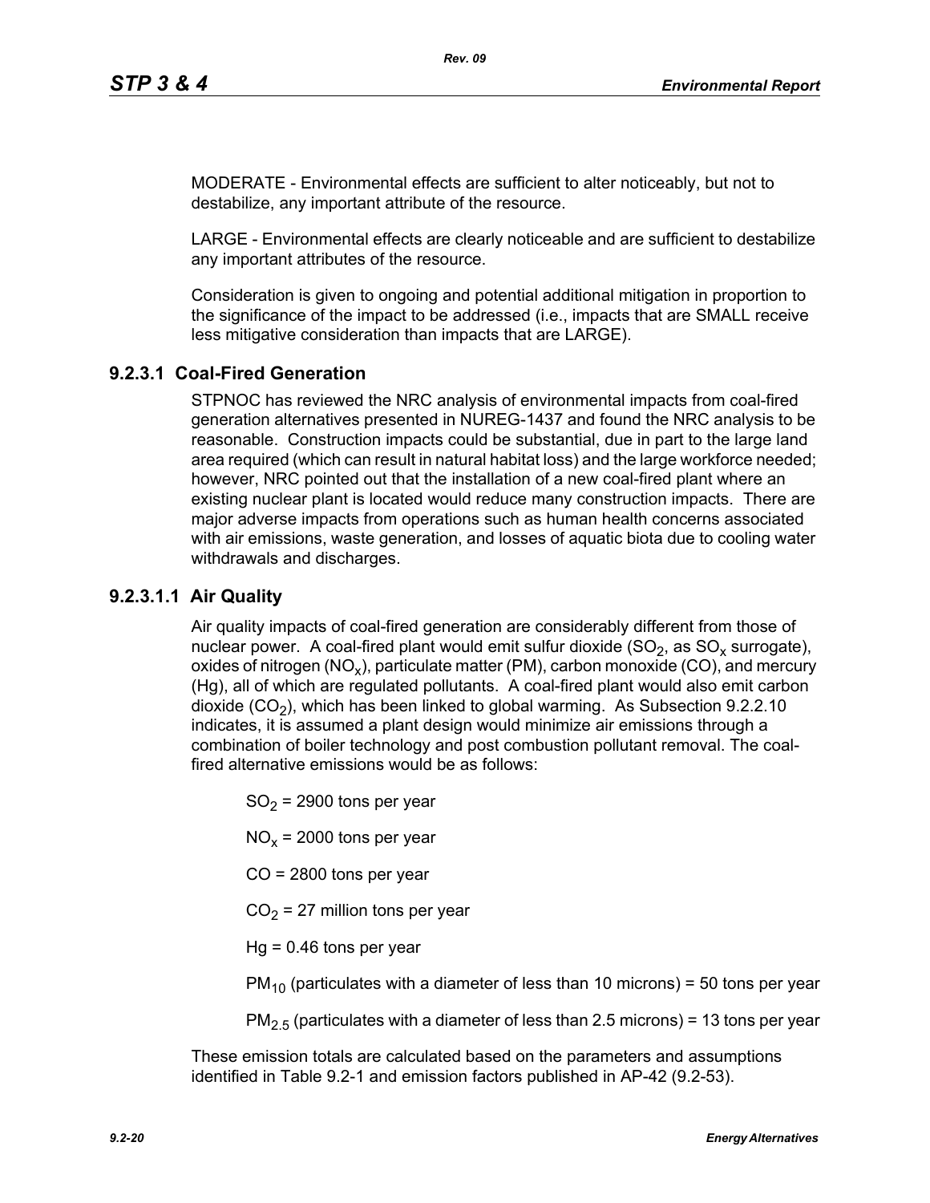MODERATE - Environmental effects are sufficient to alter noticeably, but not to destabilize, any important attribute of the resource.

LARGE - Environmental effects are clearly noticeable and are sufficient to destabilize any important attributes of the resource.

Consideration is given to ongoing and potential additional mitigation in proportion to the significance of the impact to be addressed (i.e., impacts that are SMALL receive less mitigative consideration than impacts that are LARGE).

### 9.2.3.1 Coal-Fired Generation

STPNOC has reviewed the NRC analysis of environmental impacts from coal-fired generation alternatives presented in NUREG-1437 and found the NRC analysis to be reasonable. Construction impacts could be substantial, due in part to the large land area required (which can result in natural habitat loss) and the large workforce needed; however, NRC pointed out that the installation of a new coal-fired plant where an existing nuclear plant is located would reduce many construction impacts. There are major adverse impacts from operations such as human health concerns associated with air emissions, waste generation, and losses of aquatic biota due to cooling water withdrawals and discharges.

#### 9.2.3.1.1 Air Quality

Air quality impacts of coal-fired generation are considerably different from those of nuclear power. A coal-fired plant would emit sulfur dioxide ($SO_2$, as $SO_x$ surrogate), oxides of nitrogen ($NO_x$), particulate matter (PM), carbon monoxide (CO), and mercury (Hg), all of which are regulated pollutants. A coal-fired plant would also emit carbon dioxide ($CO_2$), which has been linked to global warming. As Subsection 9.2.2.10 indicates, it is assumed a plant design would minimize air emissions through a combination of boiler technology and post combustion pollutant removal. The coal-fired alternative emissions would be as follows:

$SO_2$ = 2900 tons per year

$NO_x$ = 2000 tons per year

CO = 2800 tons per year

$CO_2$ = 27 million tons per year

Hg = 0.46 tons per year

$PM_{10}$ (particulates with a diameter of less than 10 microns) = 50 tons per year

$PM_{2.5}$ (particulates with a diameter of less than 2.5 microns) = 13 tons per year

These emission totals are calculated based on the parameters and assumptions identified in Table 9.2-1 and emission factors published in AP-42 (9.2-53).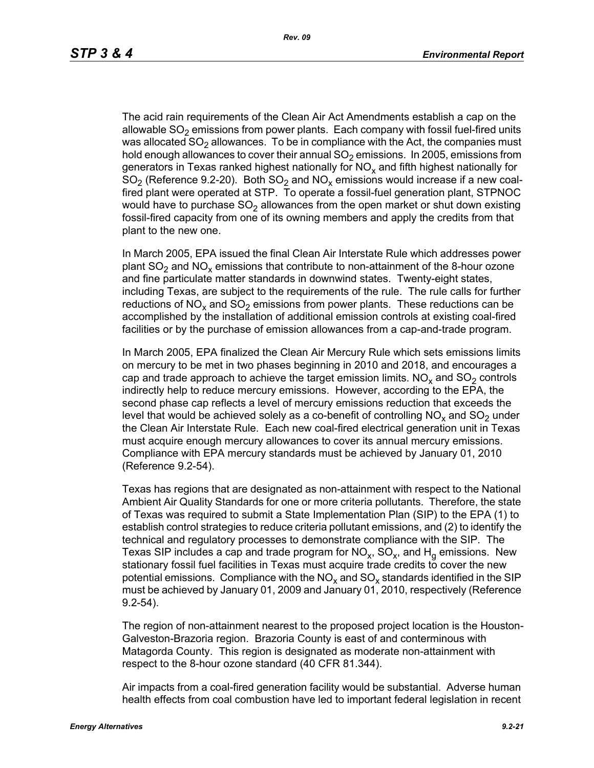The acid rain requirements of the Clean Air Act Amendments establish a cap on the allowable $SO_2$ emissions from power plants. Each company with fossil fuel-fired units was allocated $SO_2$ allowances. To be in compliance with the Act, the companies must hold enough allowances to cover their annual $SO_2$ emissions. In 2005, emissions from generators in Texas ranked highest nationally for $NO_x$ and fifth highest nationally for $SO_2$ (Reference 9.2-20). Both $SO_2$ and $NO_x$ emissions would increase if a new coal-fired plant were operated at STP. To operate a fossil-fuel generation plant, STPNOC would have to purchase $SO_2$ allowances from the open market or shut down existing fossil-fired capacity from one of its owning members and apply the credits from that plant to the new one.

In March 2005, EPA issued the final Clean Air Interstate Rule which addresses power plant $SO_2$ and $NO_x$ emissions that contribute to non-attainment of the 8-hour ozone and fine particulate matter standards in downwind states. Twenty-eight states, including Texas, are subject to the requirements of the rule. The rule calls for further reductions of $NO_x$ and $SO_2$ emissions from power plants. These reductions can be accomplished by the installation of additional emission controls at existing coal-fired facilities or by the purchase of emission allowances from a cap-and-trade program.

In March 2005, EPA finalized the Clean Air Mercury Rule which sets emissions limits on mercury to be met in two phases beginning in 2010 and 2018, and encourages a cap and trade approach to achieve the target emission limits. $NO_x$ and $SO_2$ controls indirectly help to reduce mercury emissions. However, according to the EPA, the second phase cap reflects a level of mercury emissions reduction that exceeds the level that would be achieved solely as a co-benefit of controlling $NO_x$ and $SO_2$ under the Clean Air Interstate Rule. Each new coal-fired electrical generation unit in Texas must acquire enough mercury allowances to cover its annual mercury emissions. Compliance with EPA mercury standards must be achieved by January 01, 2010 (Reference 9.2-54).

Texas has regions that are designated as non-attainment with respect to the National Ambient Air Quality Standards for one or more criteria pollutants. Therefore, the state of Texas was required to submit a State Implementation Plan (SIP) to the EPA (1) to establish control strategies to reduce criteria pollutant emissions, and (2) to identify the technical and regulatory processes to demonstrate compliance with the SIP. The Texas SIP includes a cap and trade program for $NO_x$, $SO_x$, and $H_g$ emissions. New stationary fossil fuel facilities in Texas must acquire trade credits to cover the new potential emissions. Compliance with the $NO_x$ and $SO_x$ standards identified in the SIP must be achieved by January 01, 2009 and January 01, 2010, respectively (Reference 9.2-54).

The region of non-attainment nearest to the proposed project location is the Houston-Galveston-Brazoria region. Brazoria County is east of and conterminous with Matagorda County. This region is designated as moderate non-attainment with respect to the 8-hour ozone standard (40 CFR 81.344).

Air impacts from a coal-fired generation facility would be substantial. Adverse human health effects from coal combustion have led to important federal legislation in recent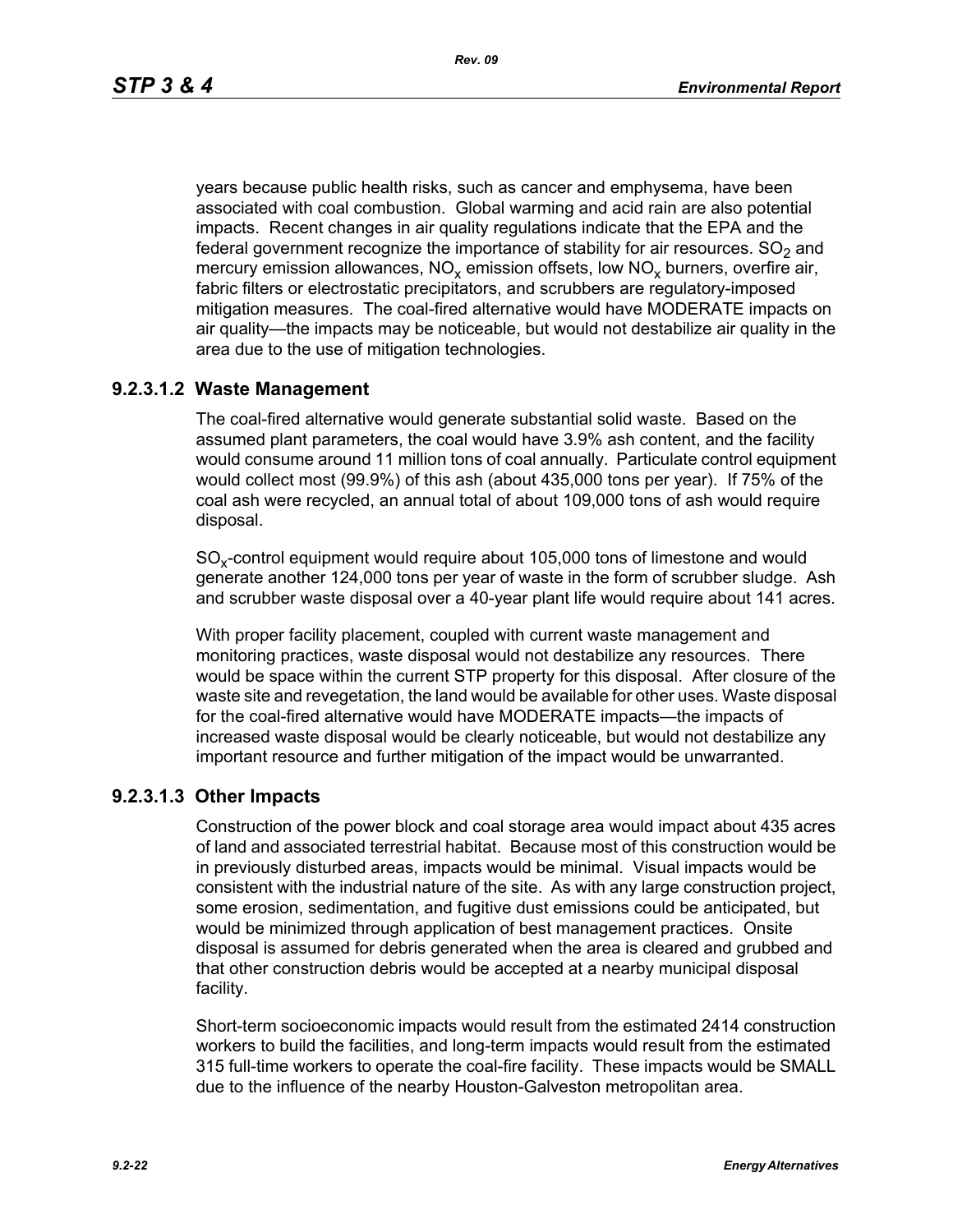years because public health risks, such as cancer and emphysema, have been associated with coal combustion. Global warming and acid rain are also potential impacts. Recent changes in air quality regulations indicate that the EPA and the federal government recognize the importance of stability for air resources. $SO_2$ and mercury emission allowances, $NO_x$ emission offsets, low $NO_x$ burners, overfire air, fabric filters or electrostatic precipitators, and scrubbers are regulatory-imposed mitigation measures. The coal-fired alternative would have MODERATE impacts on air quality—the impacts may be noticeable, but would not destabilize air quality in the area due to the use of mitigation technologies.

### 9.2.3.1.2 Waste Management

The coal-fired alternative would generate substantial solid waste. Based on the assumed plant parameters, the coal would have 3.9% ash content, and the facility would consume around 11 million tons of coal annually. Particulate control equipment would collect most (99.9%) of this ash (about 435,000 tons per year). If 75% of the coal ash were recycled, an annual total of about 109,000 tons of ash would require disposal.

$SO_x$-control equipment would require about 105,000 tons of limestone and would generate another 124,000 tons per year of waste in the form of scrubber sludge. Ash and scrubber waste disposal over a 40-year plant life would require about 141 acres.

With proper facility placement, coupled with current waste management and monitoring practices, waste disposal would not destabilize any resources. There would be space within the current STP property for this disposal. After closure of the waste site and revegetation, the land would be available for other uses. Waste disposal for the coal-fired alternative would have MODERATE impacts—the impacts of increased waste disposal would be clearly noticeable, but would not destabilize any important resource and further mitigation of the impact would be unwarranted.

### 9.2.3.1.3 Other Impacts

Construction of the power block and coal storage area would impact about 435 acres of land and associated terrestrial habitat. Because most of this construction would be in previously disturbed areas, impacts would be minimal. Visual impacts would be consistent with the industrial nature of the site. As with any large construction project, some erosion, sedimentation, and fugitive dust emissions could be anticipated, but would be minimized through application of best management practices. Onsite disposal is assumed for debris generated when the area is cleared and grubbed and that other construction debris would be accepted at a nearby municipal disposal facility.

Short-term socioeconomic impacts would result from the estimated 2414 construction workers to build the facilities, and long-term impacts would result from the estimated 315 full-time workers to operate the coal-fire facility. These impacts would be SMALL due to the influence of the nearby Houston-Galveston metropolitan area.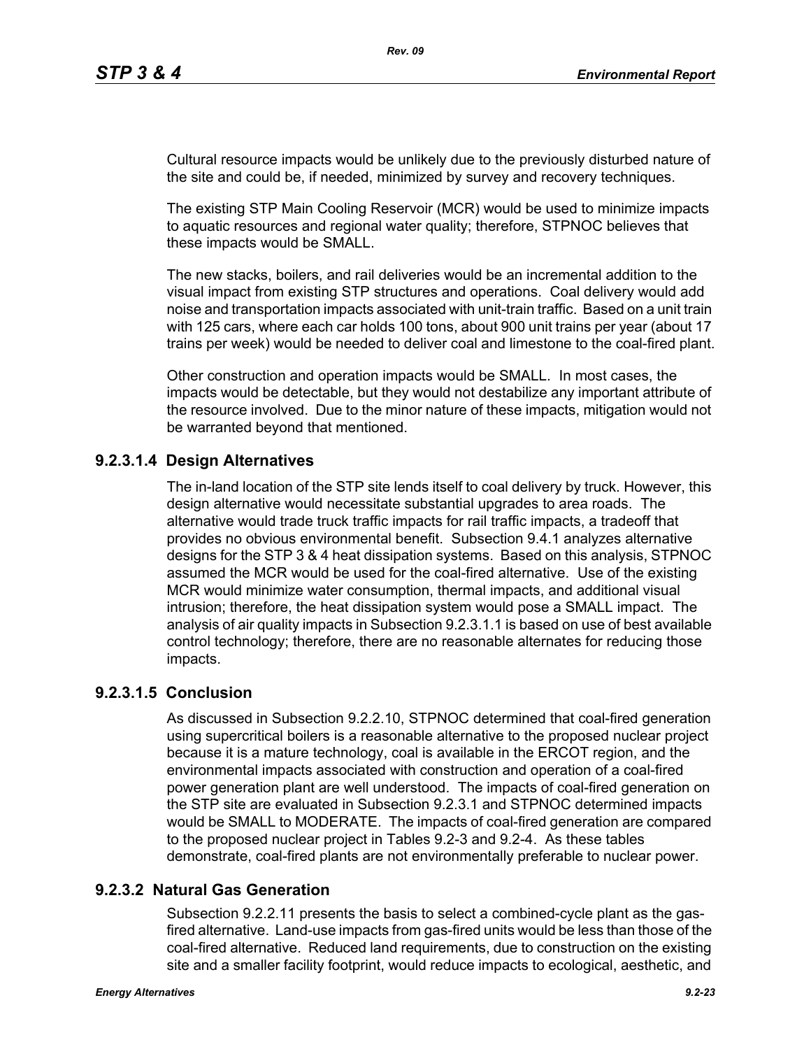Cultural resource impacts would be unlikely due to the previously disturbed nature of the site and could be, if needed, minimized by survey and recovery techniques.

The existing STP Main Cooling Reservoir (MCR) would be used to minimize impacts to aquatic resources and regional water quality; therefore, STPNOC believes that these impacts would be SMALL.

The new stacks, boilers, and rail deliveries would be an incremental addition to the visual impact from existing STP structures and operations. Coal delivery would add noise and transportation impacts associated with unit-train traffic. Based on a unit train with 125 cars, where each car holds 100 tons, about 900 unit trains per year (about 17 trains per week) would be needed to deliver coal and limestone to the coal-fired plant.

Other construction and operation impacts would be SMALL. In most cases, the impacts would be detectable, but they would not destabilize any important attribute of the resource involved. Due to the minor nature of these impacts, mitigation would not be warranted beyond that mentioned.

#### 9.2.3.1.4 Design Alternatives

The in-land location of the STP site lends itself to coal delivery by truck. However, this design alternative would necessitate substantial upgrades to area roads. The alternative would trade truck traffic impacts for rail traffic impacts, a tradeoff that provides no obvious environmental benefit. Subsection 9.4.1 analyzes alternative designs for the STP 3 & 4 heat dissipation systems. Based on this analysis, STPNOC assumed the MCR would be used for the coal-fired alternative. Use of the existing MCR would minimize water consumption, thermal impacts, and additional visual intrusion; therefore, the heat dissipation system would pose a SMALL impact. The analysis of air quality impacts in Subsection 9.2.3.1.1 is based on use of best available control technology; therefore, there are no reasonable alternates for reducing those impacts.

#### 9.2.3.1.5 Conclusion

As discussed in Subsection 9.2.2.10, STPNOC determined that coal-fired generation using supercritical boilers is a reasonable alternative to the proposed nuclear project because it is a mature technology, coal is available in the ERCOT region, and the environmental impacts associated with construction and operation of a coal-fired power generation plant are well understood. The impacts of coal-fired generation on the STP site are evaluated in Subsection 9.2.3.1 and STPNOC determined impacts would be SMALL to MODERATE. The impacts of coal-fired generation are compared to the proposed nuclear project in Tables 9.2-3 and 9.2-4. As these tables demonstrate, coal-fired plants are not environmentally preferable to nuclear power.

### 9.2.3.2 Natural Gas Generation

Subsection 9.2.2.11 presents the basis to select a combined-cycle plant as the gas-fired alternative. Land-use impacts from gas-fired units would be less than those of the coal-fired alternative. Reduced land requirements, due to construction on the existing site and a smaller facility footprint, would reduce impacts to ecological, aesthetic, and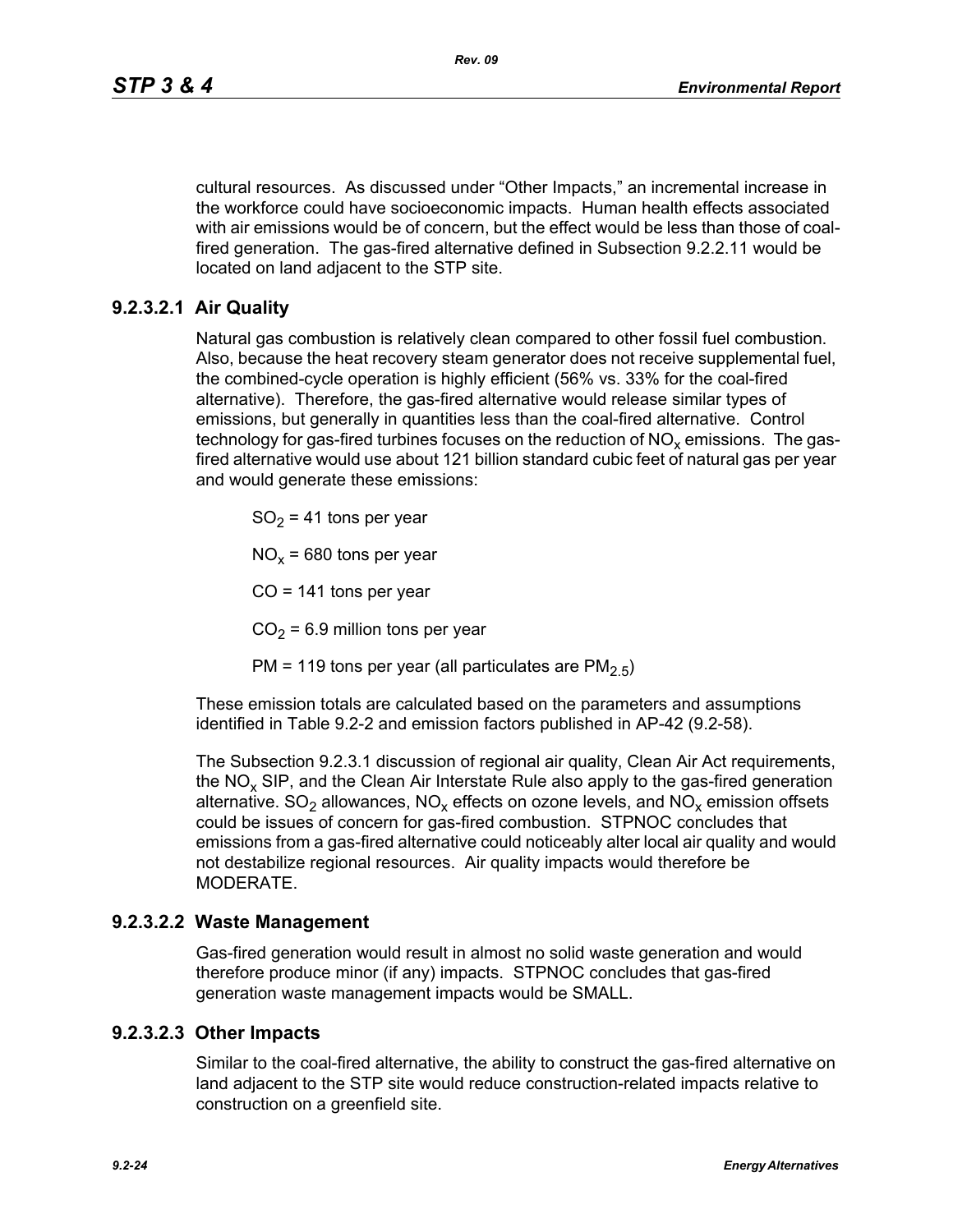cultural resources. As discussed under "Other Impacts," an incremental increase in the workforce could have socioeconomic impacts. Human health effects associated with air emissions would be of concern, but the effect would be less than those of coal-fired generation. The gas-fired alternative defined in Subsection 9.2.2.11 would be located on land adjacent to the STP site.

### 9.2.3.2.1 Air Quality

Natural gas combustion is relatively clean compared to other fossil fuel combustion. Also, because the heat recovery steam generator does not receive supplemental fuel, the combined-cycle operation is highly efficient (56% vs. 33% for the coal-fired alternative). Therefore, the gas-fired alternative would release similar types of emissions, but generally in quantities less than the coal-fired alternative. Control technology for gas-fired turbines focuses on the reduction of $NO_x$ emissions. The gas-fired alternative would use about 121 billion standard cubic feet of natural gas per year and would generate these emissions:

$SO_2$ = 41 tons per year

$NO_x$ = 680 tons per year

CO = 141 tons per year

$CO_2$ = 6.9 million tons per year

PM = 119 tons per year (all particulates are $PM_{2.5}$)

These emission totals are calculated based on the parameters and assumptions identified in Table 9.2-2 and emission factors published in AP-42 (9.2-58).

The Subsection 9.2.3.1 discussion of regional air quality, Clean Air Act requirements, the $NO_x$ SIP, and the Clean Air Interstate Rule also apply to the gas-fired generation alternative. $SO_2$ allowances, $NO_x$ effects on ozone levels, and $NO_x$ emission offsets could be issues of concern for gas-fired combustion. STPNOC concludes that emissions from a gas-fired alternative could noticeably alter local air quality and would not destabilize regional resources. Air quality impacts would therefore be MODERATE.

### 9.2.3.2.2 Waste Management

Gas-fired generation would result in almost no solid waste generation and would therefore produce minor (if any) impacts. STPNOC concludes that gas-fired generation waste management impacts would be SMALL.

### 9.2.3.2.3 Other Impacts

Similar to the coal-fired alternative, the ability to construct the gas-fired alternative on land adjacent to the STP site would reduce construction-related impacts relative to construction on a greenfield site.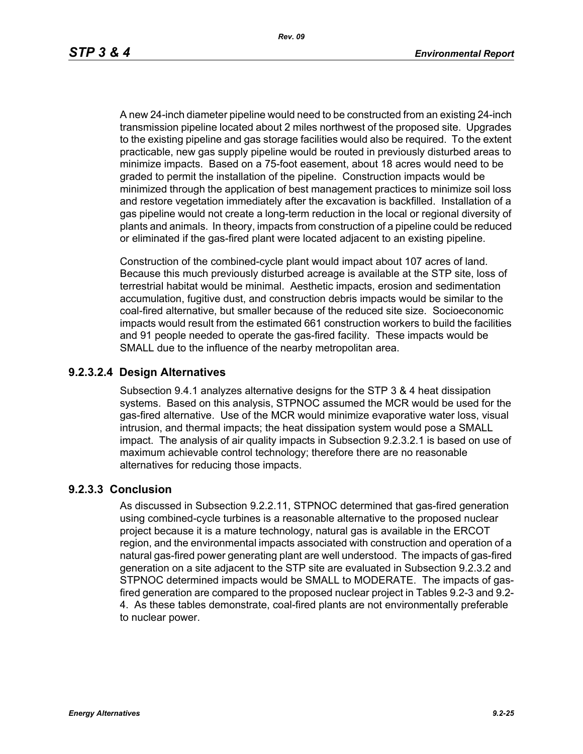A new 24-inch diameter pipeline would need to be constructed from an existing 24-inch transmission pipeline located about 2 miles northwest of the proposed site. Upgrades to the existing pipeline and gas storage facilities would also be required. To the extent practicable, new gas supply pipeline would be routed in previously disturbed areas to minimize impacts. Based on a 75-foot easement, about 18 acres would need to be graded to permit the installation of the pipeline. Construction impacts would be minimized through the application of best management practices to minimize soil loss and restore vegetation immediately after the excavation is backfilled. Installation of a gas pipeline would not create a long-term reduction in the local or regional diversity of plants and animals. In theory, impacts from construction of a pipeline could be reduced or eliminated if the gas-fired plant were located adjacent to an existing pipeline.

Construction of the combined-cycle plant would impact about 107 acres of land. Because this much previously disturbed acreage is available at the STP site, loss of terrestrial habitat would be minimal. Aesthetic impacts, erosion and sedimentation accumulation, fugitive dust, and construction debris impacts would be similar to the coal-fired alternative, but smaller because of the reduced site size. Socioeconomic impacts would result from the estimated 661 construction workers to build the facilities and 91 people needed to operate the gas-fired facility. These impacts would be SMALL due to the influence of the nearby metropolitan area.

#### 9.2.3.2.4 Design Alternatives

Subsection 9.4.1 analyzes alternative designs for the STP 3 & 4 heat dissipation systems. Based on this analysis, STPNOC assumed the MCR would be used for the gas-fired alternative. Use of the MCR would minimize evaporative water loss, visual intrusion, and thermal impacts; the heat dissipation system would pose a SMALL impact. The analysis of air quality impacts in Subsection 9.2.3.2.1 is based on use of maximum achievable control technology; therefore there are no reasonable alternatives for reducing those impacts.

### 9.2.3.3 Conclusion

As discussed in Subsection 9.2.2.11, STPNOC determined that gas-fired generation using combined-cycle turbines is a reasonable alternative to the proposed nuclear project because it is a mature technology, natural gas is available in the ERCOT region, and the environmental impacts associated with construction and operation of a natural gas-fired power generating plant are well understood. The impacts of gas-fired generation on a site adjacent to the STP site are evaluated in Subsection 9.2.3.2 and STPNOC determined impacts would be SMALL to MODERATE. The impacts of gas-fired generation are compared to the proposed nuclear project in Tables 9.2-3 and 9.2-4. As these tables demonstrate, coal-fired plants are not environmentally preferable to nuclear power.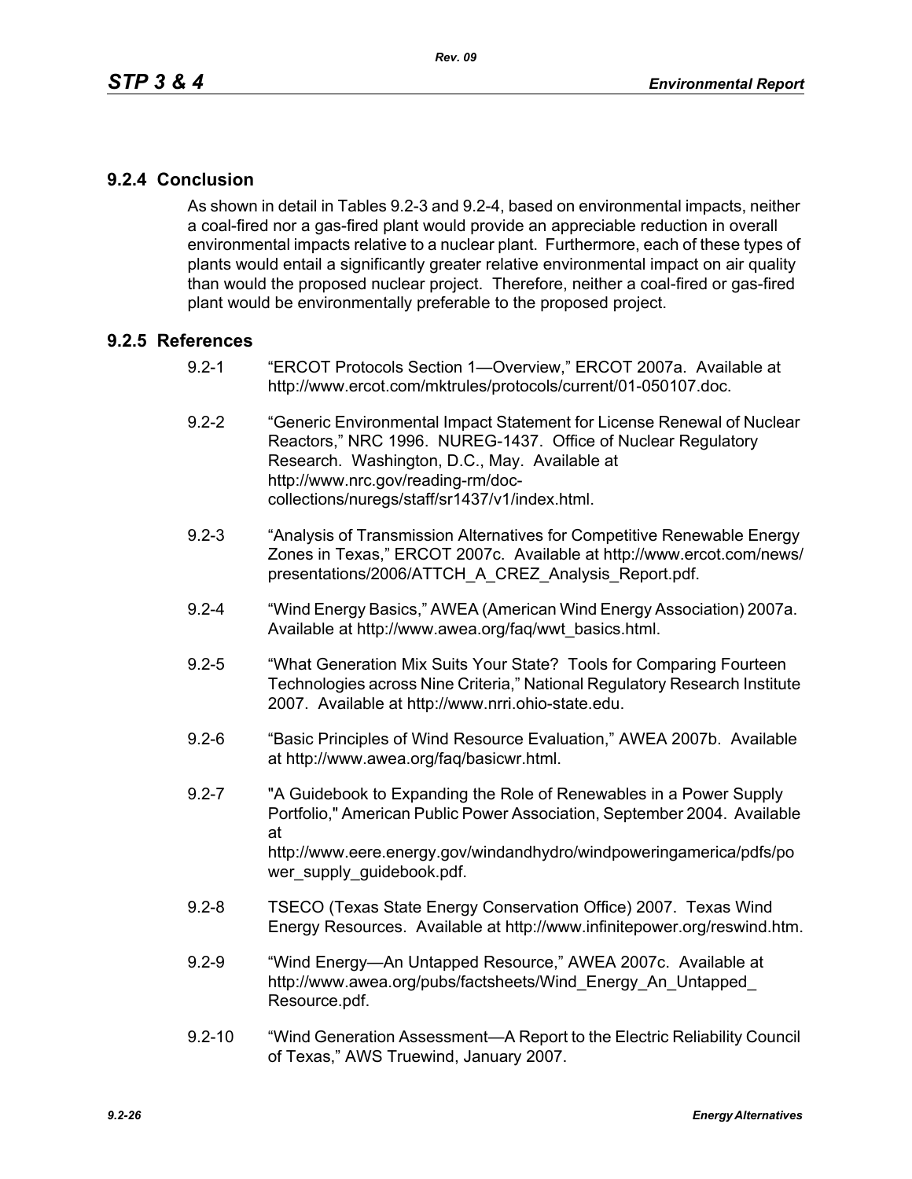## 9.2.4 Conclusion

As shown in detail in Tables 9.2-3 and 9.2-4, based on environmental impacts, neither a coal-fired nor a gas-fired plant would provide an appreciable reduction in overall environmental impacts relative to a nuclear plant. Furthermore, each of these types of plants would entail a significantly greater relative environmental impact on air quality than would the proposed nuclear project. Therefore, neither a coal-fired or gas-fired plant would be environmentally preferable to the proposed project.

## 9.2.5 References

9.2-1 "ERCOT Protocols Section 1—Overview," ERCOT 2007a. Available at http://www.ercot.com/mktrules/protocols/current/01-050107.doc.

9.2-2 "Generic Environmental Impact Statement for License Renewal of Nuclear Reactors," NRC 1996. NUREG-1437. Office of Nuclear Regulatory Research. Washington, D.C., May. Available at http://www.nrc.gov/reading-rm/doc-collections/nuregs/staff/sr1437/v1/index.html.

9.2-3 "Analysis of Transmission Alternatives for Competitive Renewable Energy Zones in Texas," ERCOT 2007c. Available at http://www.ercot.com/news/presentations/2006/ATTCH_A_CREZ_Analysis_Report.pdf.

9.2-4 "Wind Energy Basics," AWEA (American Wind Energy Association) 2007a. Available at http://www.awea.org/faq/wwt_basics.html.

9.2-5 "What Generation Mix Suits Your State? Tools for Comparing Fourteen Technologies across Nine Criteria," National Regulatory Research Institute 2007. Available at http://www.nrri.ohio-state.edu.

9.2-6 "Basic Principles of Wind Resource Evaluation," AWEA 2007b. Available at http://www.awea.org/faq/basicwr.html.

9.2-7 "A Guidebook to Expanding the Role of Renewables in a Power Supply Portfolio," American Public Power Association, September 2004. Available at http://www.eere.energy.gov/windandhydro/windpoweringamerica/pdfs/power_supply_guidebook.pdf.

9.2-8 TSECO (Texas State Energy Conservation Office) 2007. Texas Wind Energy Resources. Available at http://www.infinitepower.org/reswind.htm.

9.2-9 "Wind Energy—An Untapped Resource," AWEA 2007c. Available at http://www.awea.org/pubs/factsheets/Wind_Energy_An_Untapped_Resource.pdf.

9.2-10 "Wind Generation Assessment—A Report to the Electric Reliability Council of Texas," AWS Truewind, January 2007.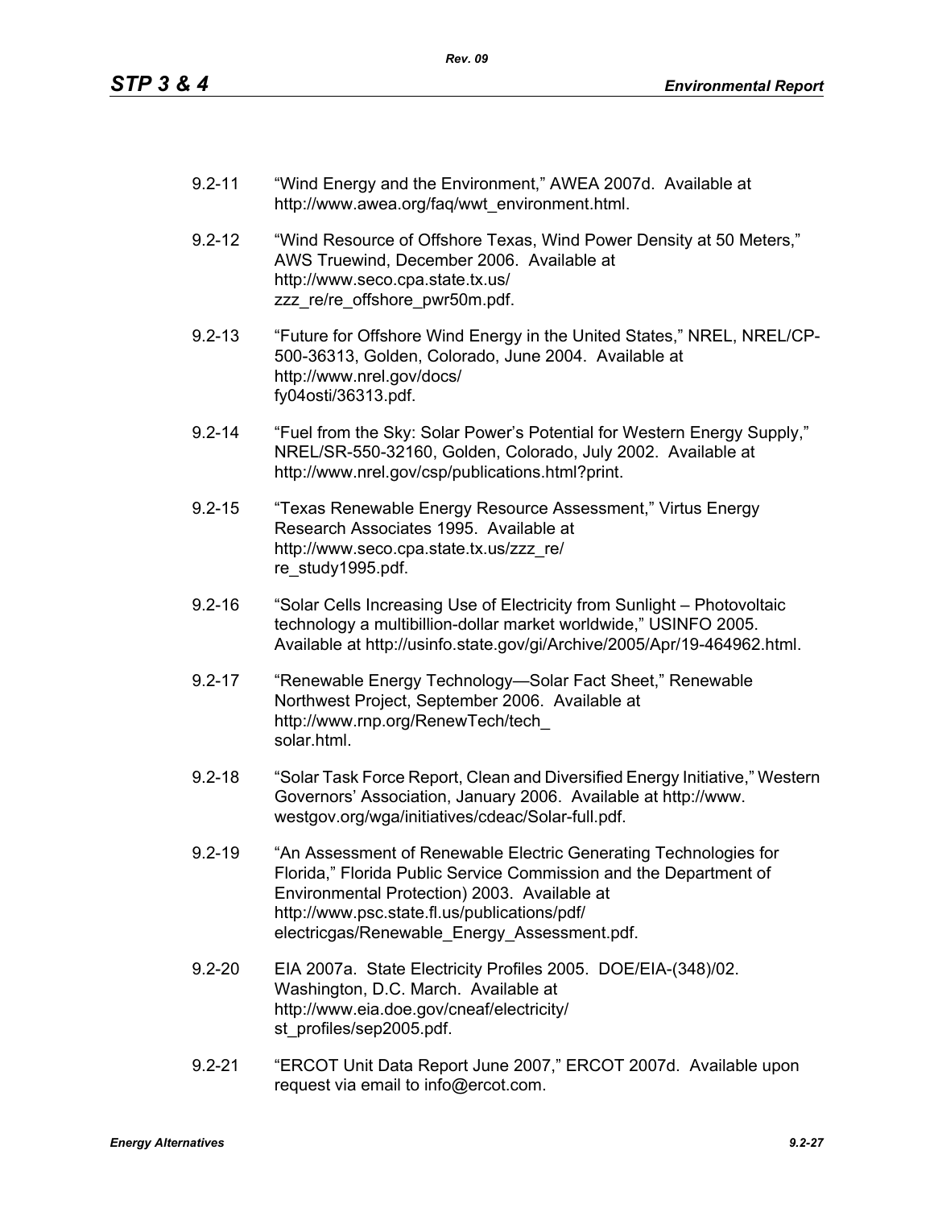9.2-11 "Wind Energy and the Environment," AWEA 2007d. Available at http://www.awea.org/faq/wwt_environment.html.

9.2-12 "Wind Resource of Offshore Texas, Wind Power Density at 50 Meters," AWS Truewind, December 2006. Available at http://www.seco.cpa.state.tx.us/zzz_re/re_offshore_pwr50m.pdf.

9.2-13 "Future for Offshore Wind Energy in the United States," NREL, NREL/CP-500-36313, Golden, Colorado, June 2004. Available at http://www.nrel.gov/docs/fy04osti/36313.pdf.

9.2-14 "Fuel from the Sky: Solar Power's Potential for Western Energy Supply," NREL/SR-550-32160, Golden, Colorado, July 2002. Available at http://www.nrel.gov/csp/publications.html?print.

9.2-15 "Texas Renewable Energy Resource Assessment," Virtus Energy Research Associates 1995. Available at http://www.seco.cpa.state.tx.us/zzz_re/re_study1995.pdf.

9.2-16 "Solar Cells Increasing Use of Electricity from Sunlight – Photovoltaic technology a multibillion-dollar market worldwide," USINFO 2005. Available at http://usinfo.state.gov/gi/Archive/2005/Apr/19-464962.html.

9.2-17 "Renewable Energy Technology—Solar Fact Sheet," Renewable Northwest Project, September 2006. Available at http://www.rnp.org/RenewTech/tech_solar.html.

9.2-18 "Solar Task Force Report, Clean and Diversified Energy Initiative," Western Governors' Association, January 2006. Available at http://www.westgov.org/wga/initiatives/cdeac/Solar-full.pdf.

9.2-19 "An Assessment of Renewable Electric Generating Technologies for Florida," Florida Public Service Commission and the Department of Environmental Protection) 2003. Available at http://www.psc.state.fl.us/publications/pdf/electricgas/Renewable_Energy_Assessment.pdf.

9.2-20 EIA 2007a. State Electricity Profiles 2005. DOE/EIA-(348)/02. Washington, D.C. March. Available at http://www.eia.doe.gov/cneaf/electricity/st_profiles/sep2005.pdf.

9.2-21 "ERCOT Unit Data Report June 2007," ERCOT 2007d. Available upon request via email to info@ercot.com.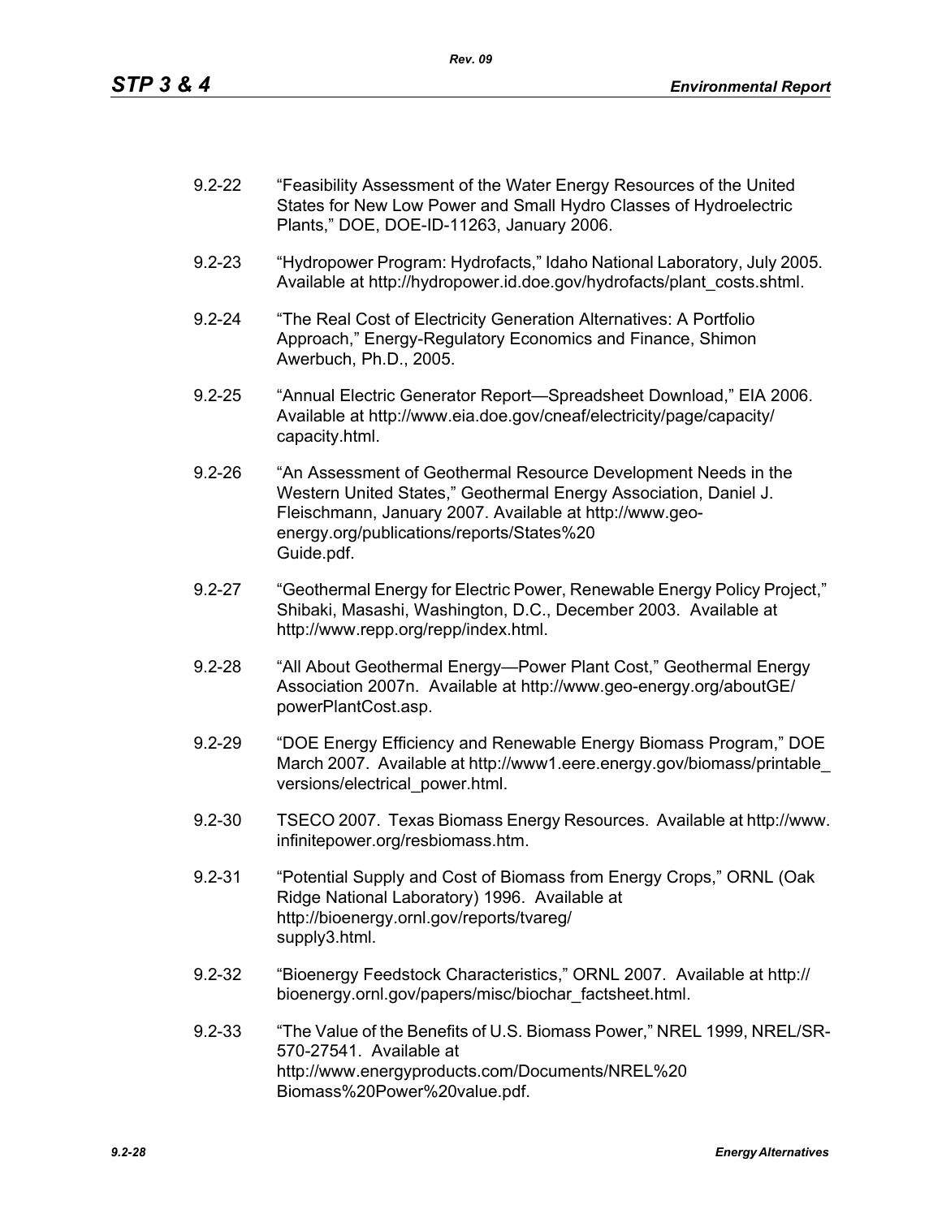9.2-22 "Feasibility Assessment of the Water Energy Resources of the United States for New Low Power and Small Hydro Classes of Hydroelectric Plants," DOE, DOE-ID-11263, January 2006.

9.2-23 "Hydropower Program: Hydrofacts," Idaho National Laboratory, July 2005. Available at http://hydropower.id.doe.gov/hydrofacts/plant_costs.shtml.

9.2-24 "The Real Cost of Electricity Generation Alternatives: A Portfolio Approach," Energy-Regulatory Economics and Finance, Shimon Awerbuch, Ph.D., 2005.

9.2-25 "Annual Electric Generator Report—Spreadsheet Download," EIA 2006. Available at http://www.eia.doe.gov/cneaf/electricity/page/capacity/capacity.html.

9.2-26 "An Assessment of Geothermal Resource Development Needs in the Western United States," Geothermal Energy Association, Daniel J. Fleischmann, January 2007. Available at http://www.geo-energy.org/publications/reports/States%20Guide.pdf.

9.2-27 "Geothermal Energy for Electric Power, Renewable Energy Policy Project," Shibaki, Masashi, Washington, D.C., December 2003. Available at http://www.repp.org/repp/index.html.

9.2-28 "All About Geothermal Energy—Power Plant Cost," Geothermal Energy Association 2007n. Available at http://www.geo-energy.org/aboutGE/powerPlantCost.asp.

9.2-29 "DOE Energy Efficiency and Renewable Energy Biomass Program," DOE March 2007. Available at http://www1.eere.energy.gov/biomass/printable_versions/electrical_power.html.

9.2-30 TSECO 2007. Texas Biomass Energy Resources. Available at http://www.infinitepower.org/resbiomass.htm.

9.2-31 "Potential Supply and Cost of Biomass from Energy Crops," ORNL (Oak Ridge National Laboratory) 1996. Available at http://bioenergy.ornl.gov/reports/tvareg/supply3.html.

9.2-32 "Bioenergy Feedstock Characteristics," ORNL 2007. Available at http://bioenergy.ornl.gov/papers/misc/biochar_factsheet.html.

9.2-33 "The Value of the Benefits of U.S. Biomass Power," NREL 1999, NREL/SR-570-27541. Available at http://www.energyproducts.com/Documents/NREL%20Biomass%20Power%20value.pdf.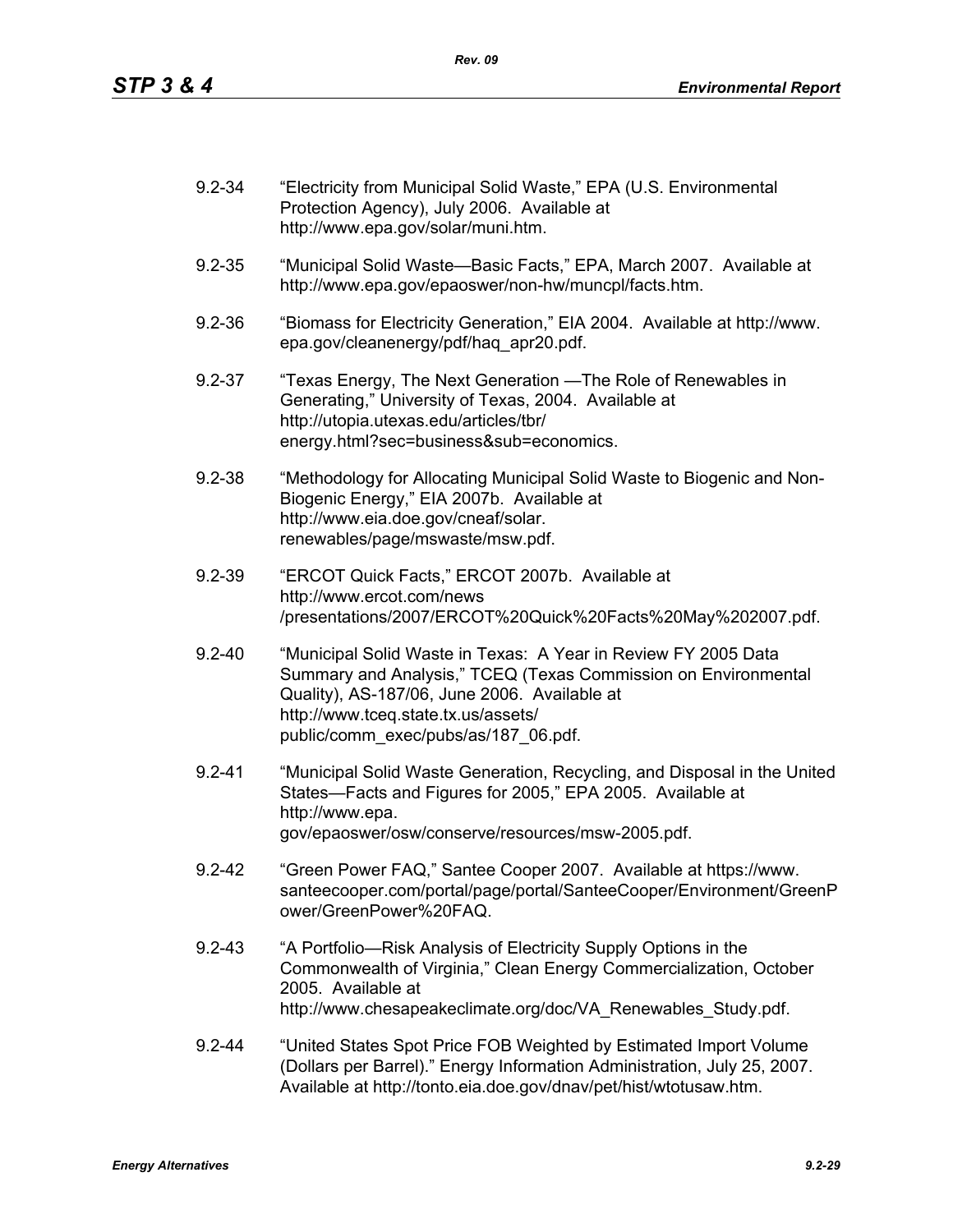9.2-34 "Electricity from Municipal Solid Waste," EPA (U.S. Environmental Protection Agency), July 2006. Available at http://www.epa.gov/solar/muni.htm.

9.2-35 "Municipal Solid Waste—Basic Facts," EPA, March 2007. Available at http://www.epa.gov/epaoswer/non-hw/muncpl/facts.htm.

9.2-36 "Biomass for Electricity Generation," EIA 2004. Available at http://www.epa.gov/cleanenergy/pdf/haq_apr20.pdf.

9.2-37 "Texas Energy, The Next Generation —The Role of Renewables in Generating," University of Texas, 2004. Available at http://utopia.utexas.edu/articles/tbr/energy.html?sec=business&sub=economics.

9.2-38 "Methodology for Allocating Municipal Solid Waste to Biogenic and Non-Biogenic Energy," EIA 2007b. Available at http://www.eia.doe.gov/cneaf/solar.renewables/page/mswaste/msw.pdf.

9.2-39 "ERCOT Quick Facts," ERCOT 2007b. Available at http://www.ercot.com/news/presentations/2007/ERCOT%20Quick%20Facts%20May%202007.pdf.

9.2-40 "Municipal Solid Waste in Texas: A Year in Review FY 2005 Data Summary and Analysis," TCEQ (Texas Commission on Environmental Quality), AS-187/06, June 2006. Available at http://www.tceq.state.tx.us/assets/public/comm_exec/pubs/as/187_06.pdf.

9.2-41 "Municipal Solid Waste Generation, Recycling, and Disposal in the United States—Facts and Figures for 2005," EPA 2005. Available at http://www.epa.gov/epaoswer/osw/conserve/resources/msw-2005.pdf.

9.2-42 "Green Power FAQ," Santee Cooper 2007. Available at https://www.santeecooper.com/portal/page/portal/SanteeCooper/Environment/GreenPower/GreenPower%20FAQ.

9.2-43 "A Portfolio—Risk Analysis of Electricity Supply Options in the Commonwealth of Virginia," Clean Energy Commercialization, October 2005. Available at http://www.chesapeakeclimate.org/doc/VA_Renewables_Study.pdf.

9.2-44 "United States Spot Price FOB Weighted by Estimated Import Volume (Dollars per Barrel)." Energy Information Administration, July 25, 2007. Available at http://tonto.eia.doe.gov/dnav/pet/hist/wtotusaw.htm.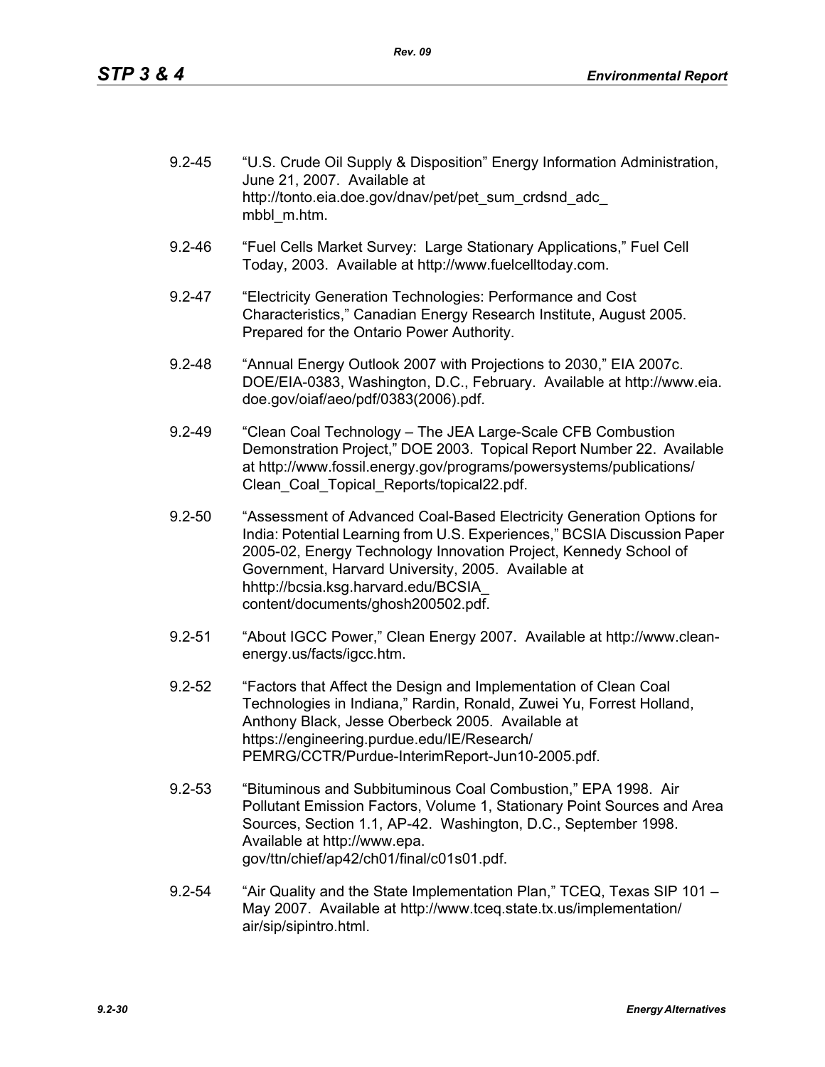9.2-45 "U.S. Crude Oil Supply & Disposition" Energy Information Administration, June 21, 2007. Available at http://tonto.eia.doe.gov/dnav/pet/pet_sum_crdsnd_adc_mbbl_m.htm.

9.2-46 "Fuel Cells Market Survey: Large Stationary Applications," Fuel Cell Today, 2003. Available at http://www.fuelcelltoday.com.

9.2-47 "Electricity Generation Technologies: Performance and Cost Characteristics," Canadian Energy Research Institute, August 2005. Prepared for the Ontario Power Authority.

9.2-48 "Annual Energy Outlook 2007 with Projections to 2030," EIA 2007c. DOE/EIA-0383, Washington, D.C., February. Available at http://www.eia.doe.gov/oiaf/aeo/pdf/0383(2006).pdf.

9.2-49 "Clean Coal Technology – The JEA Large-Scale CFB Combustion Demonstration Project," DOE 2003. Topical Report Number 22. Available at http://www.fossil.energy.gov/programs/powersystems/publications/Clean_Coal_Topical_Reports/topical22.pdf.

9.2-50 "Assessment of Advanced Coal-Based Electricity Generation Options for India: Potential Learning from U.S. Experiences," BCSIA Discussion Paper 2005-02, Energy Technology Innovation Project, Kennedy School of Government, Harvard University, 2005. Available at hhttp://bcsia.ksg.harvard.edu/BCSIA_content/documents/ghosh200502.pdf.

9.2-51 "About IGCC Power," Clean Energy 2007. Available at http://www.clean-energy.us/facts/igcc.htm.

9.2-52 "Factors that Affect the Design and Implementation of Clean Coal Technologies in Indiana," Rardin, Ronald, Zuwei Yu, Forrest Holland, Anthony Black, Jesse Oberbeck 2005. Available at https://engineering.purdue.edu/IE/Research/PEMRG/CCTR/Purdue-InterimReport-Jun10-2005.pdf.

9.2-53 "Bituminous and Subbituminous Coal Combustion," EPA 1998. Air Pollutant Emission Factors, Volume 1, Stationary Point Sources and Area Sources, Section 1.1, AP-42. Washington, D.C., September 1998. Available at http://www.epa.gov/ttn/chief/ap42/ch01/final/c01s01.pdf.

9.2-54 "Air Quality and the State Implementation Plan," TCEQ, Texas SIP 101 – May 2007. Available at http://www.tceq.state.tx.us/implementation/air/sip/sipintro.html.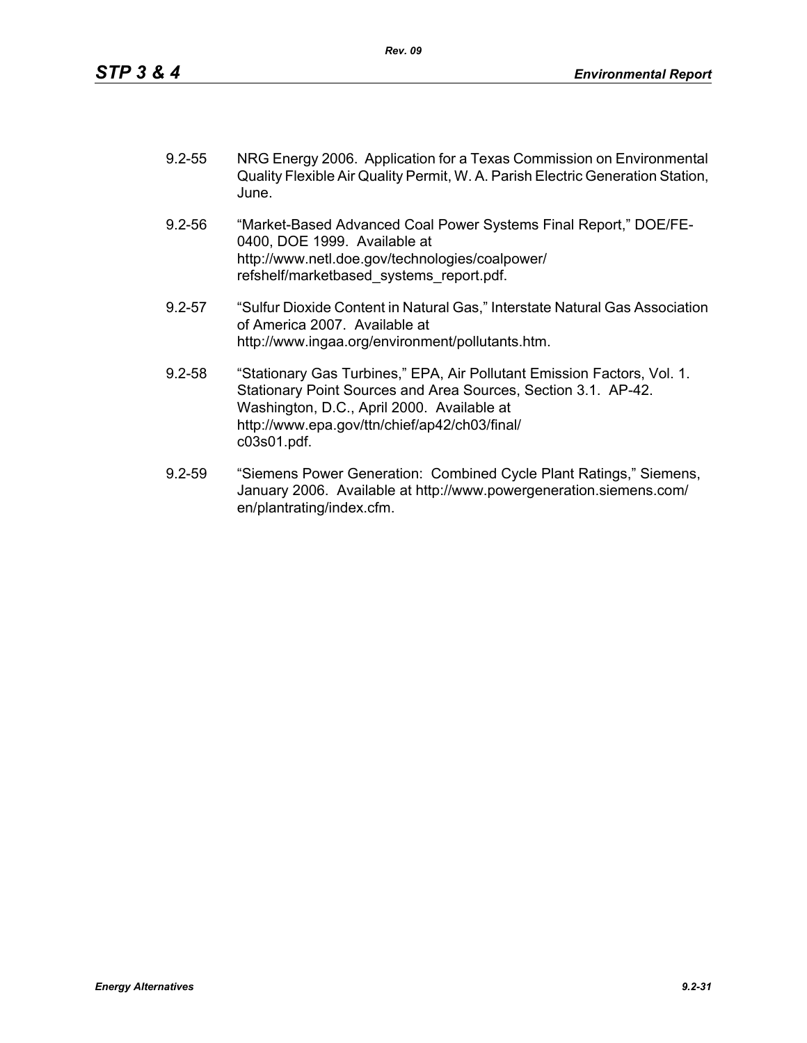9.2-55 NRG Energy 2006. Application for a Texas Commission on Environmental Quality Flexible Air Quality Permit, W. A. Parish Electric Generation Station, June.

9.2-56 "Market-Based Advanced Coal Power Systems Final Report," DOE/FE-0400, DOE 1999. Available at http://www.netl.doe.gov/technologies/coalpower/refshelf/marketbased_systems_report.pdf.

9.2-57 "Sulfur Dioxide Content in Natural Gas," Interstate Natural Gas Association of America 2007. Available at http://www.ingaa.org/environment/pollutants.htm.

9.2-58 "Stationary Gas Turbines," EPA, Air Pollutant Emission Factors, Vol. 1. Stationary Point Sources and Area Sources, Section 3.1. AP-42. Washington, D.C., April 2000. Available at http://www.epa.gov/ttn/chief/ap42/ch03/final/c03s01.pdf.

9.2-59 "Siemens Power Generation: Combined Cycle Plant Ratings," Siemens, January 2006. Available at http://www.powergeneration.siemens.com/en/plantrating/index.cfm.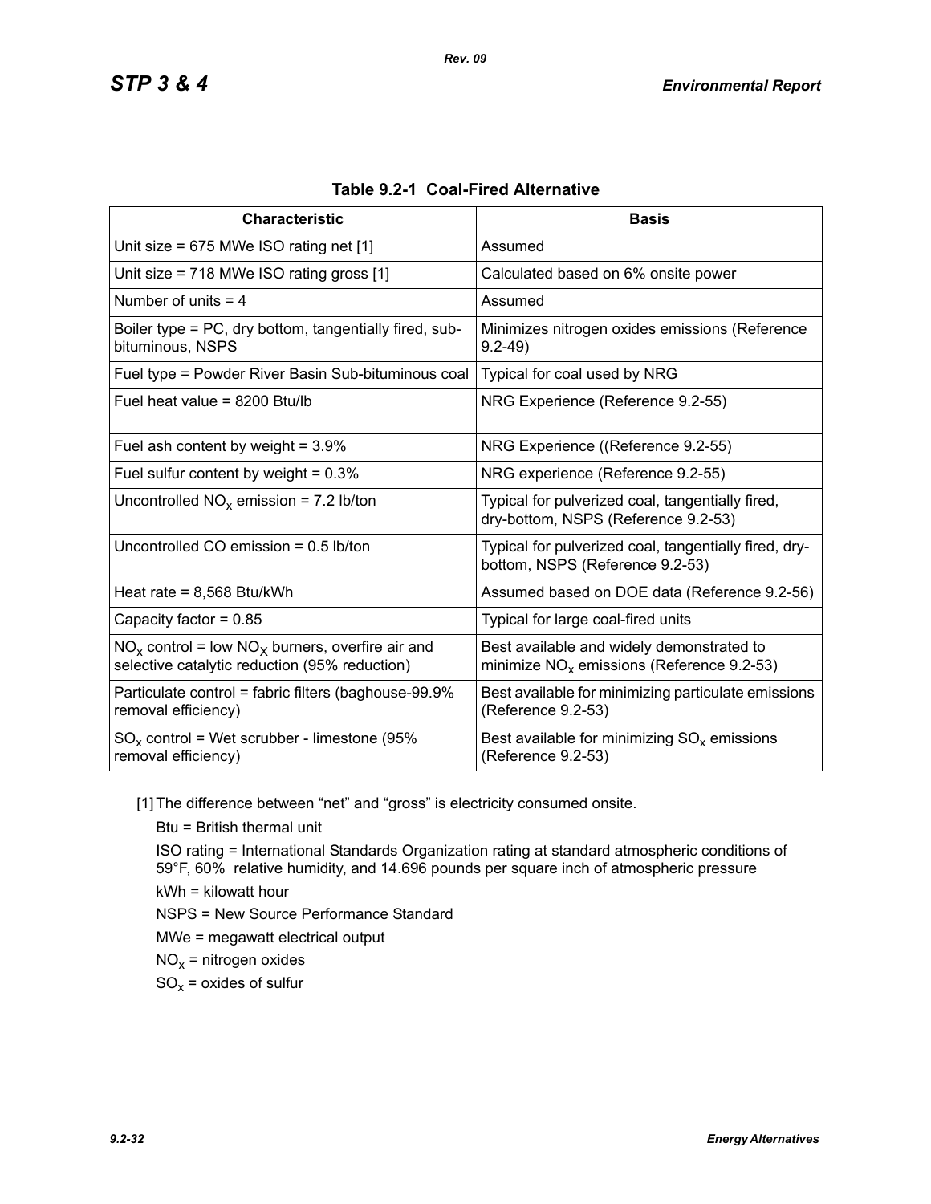**Table 9.2-1 Coal-Fired Alternative**

| Characteristic | Basis |
|---|---|
| Unit size = 675 MWe ISO rating net [1] | Assumed |
| Unit size = 718 MWe ISO rating gross [1] | Calculated based on 6% onsite power |
| Number of units = 4 | Assumed |
| Boiler type = PC, dry bottom, tangentially fired, sub-bituminous, NSPS | Minimizes nitrogen oxides emissions (Reference 9.2-49) |
| Fuel type = Powder River Basin Sub-bituminous coal | Typical for coal used by NRG |
| Fuel heat value = 8200 Btu/lb | NRG Experience (Reference 9.2-55) |
| Fuel ash content by weight = 3.9% | NRG Experience ((Reference 9.2-55) |
| Fuel sulfur content by weight = 0.3% | NRG experience (Reference 9.2-55) |
| Uncontrolled $NO_x$ emission = 7.2 lb/ton | Typical for pulverized coal, tangentially fired, dry-bottom, NSPS (Reference 9.2-53) |
| Uncontrolled CO emission = 0.5 lb/ton | Typical for pulverized coal, tangentially fired, dry-bottom, NSPS (Reference 9.2-53) |
| Heat rate = 8,568 Btu/kWh | Assumed based on DOE data (Reference 9.2-56) |
| Capacity factor = 0.85 | Typical for large coal-fired units |
| $NO_x$ control = low $NO_X$ burners, overfire air and selective catalytic reduction (95% reduction) | Best available and widely demonstrated to minimize $NO_x$ emissions (Reference 9.2-53) |
| Particulate control = fabric filters (baghouse-99.9% removal efficiency) | Best available for minimizing particulate emissions (Reference 9.2-53) |
| $SO_x$ control = Wet scrubber - limestone (95% removal efficiency) | Best available for minimizing $SO_x$ emissions (Reference 9.2-53) |

[1] The difference between "net" and "gross" is electricity consumed onsite.

Btu = British thermal unit

ISO rating = International Standards Organization rating at standard atmospheric conditions of 59°F, 60% relative humidity, and 14.696 pounds per square inch of atmospheric pressure

kWh = kilowatt hour

NSPS = New Source Performance Standard

MWe = megawatt electrical output

$NO_x$ = nitrogen oxides

$SO_x$ = oxides of sulfur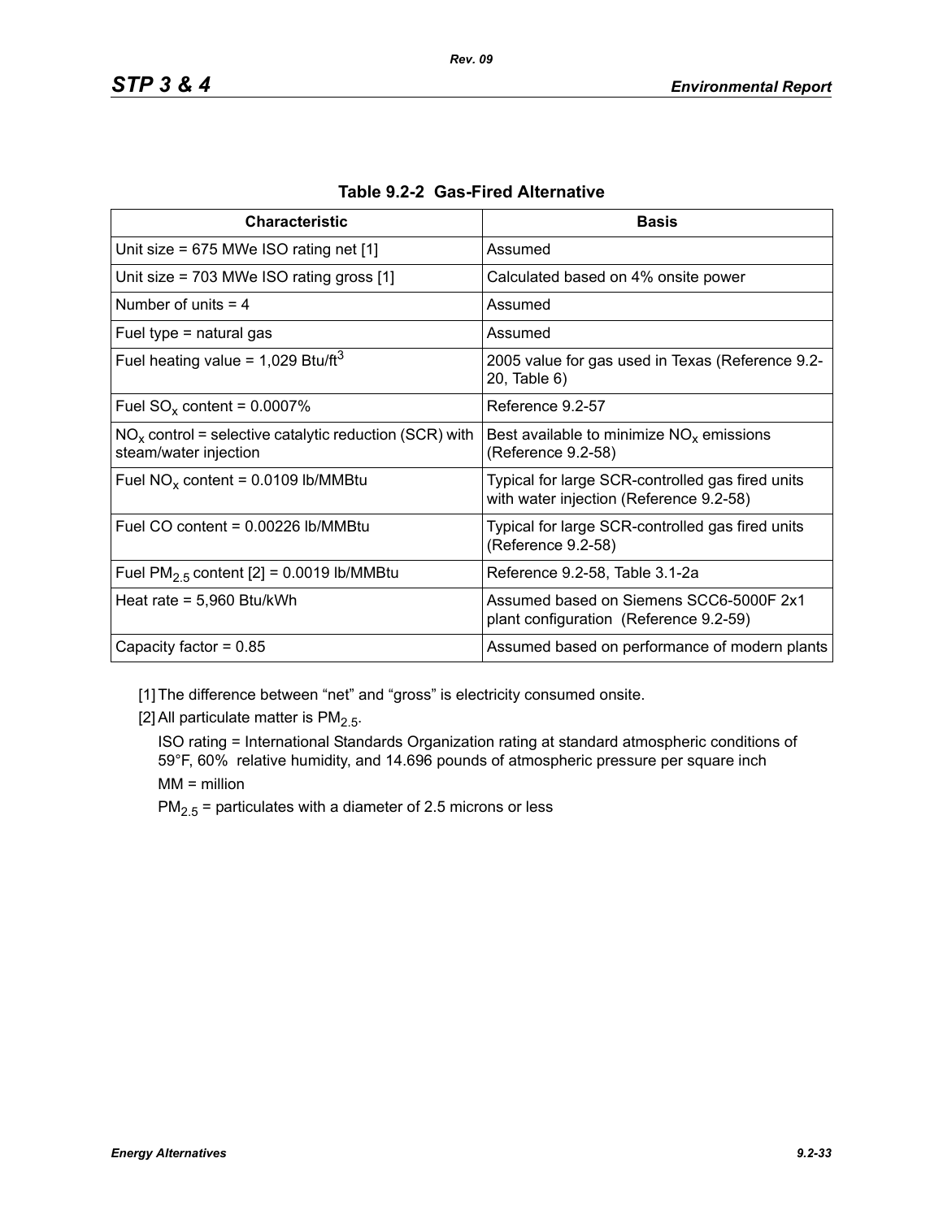**Table 9.2-2 Gas-Fired Alternative**

| Characteristic | Basis |
|---|---|
| Unit size = 675 MWe ISO rating net [1] | Assumed |
| Unit size = 703 MWe ISO rating gross [1] | Calculated based on 4% onsite power |
| Number of units = 4 | Assumed |
| Fuel type = natural gas | Assumed |
| Fuel heating value = 1,029 Btu/$ft^3$ | 2005 value for gas used in Texas (Reference 9.2-20, Table 6) |
| Fuel $SO_x$ content = 0.0007% | Reference 9.2-57 |
| $NO_x$ control = selective catalytic reduction (SCR) with steam/water injection | Best available to minimize $NO_x$ emissions (Reference 9.2-58) |
| Fuel $NO_x$ content = 0.0109 lb/MMBtu | Typical for large SCR-controlled gas fired units with water injection (Reference 9.2-58) |
| Fuel CO content = 0.00226 lb/MMBtu | Typical for large SCR-controlled gas fired units (Reference 9.2-58) |
| Fuel $PM_{2.5}$ content [2] = 0.0019 lb/MMBtu | Reference 9.2-58, Table 3.1-2a |
| Heat rate = 5,960 Btu/kWh | Assumed based on Siemens SCC6-5000F 2x1 plant configuration (Reference 9.2-59) |
| Capacity factor = 0.85 | Assumed based on performance of modern plants |

[1] The difference between "net" and "gross" is electricity consumed onsite.

[2] All particulate matter is $PM_{2.5}$.

ISO rating = International Standards Organization rating at standard atmospheric conditions of 59°F, 60% relative humidity, and 14.696 pounds of atmospheric pressure per square inch

MM = million

$PM_{2.5}$ = particulates with a diameter of 2.5 microns or less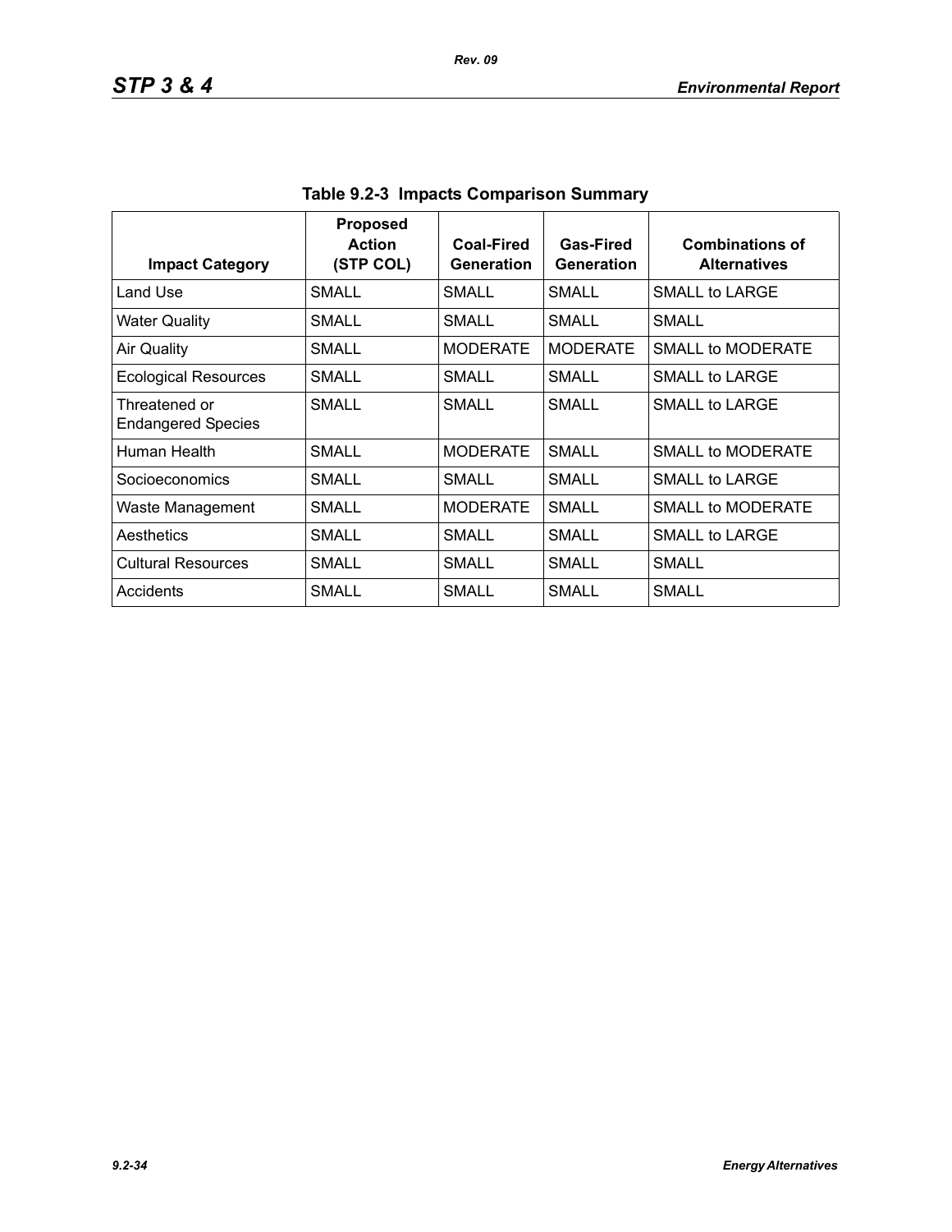**Table 9.2-3 Impacts Comparison Summary**

| Impact Category | Proposed Action (STP COL) | Coal-Fired Generation | Gas-Fired Generation | Combinations of Alternatives |
|---|---|---|---|---|
| Land Use | SMALL | SMALL | SMALL | SMALL to LARGE |
| Water Quality | SMALL | SMALL | SMALL | SMALL |
| Air Quality | SMALL | MODERATE | MODERATE | SMALL to MODERATE |
| Ecological Resources | SMALL | SMALL | SMALL | SMALL to LARGE |
| Threatened or Endangered Species | SMALL | SMALL | SMALL | SMALL to LARGE |
| Human Health | SMALL | MODERATE | SMALL | SMALL to MODERATE |
| Socioeconomics | SMALL | SMALL | SMALL | SMALL to LARGE |
| Waste Management | SMALL | MODERATE | SMALL | SMALL to MODERATE |
| Aesthetics | SMALL | SMALL | SMALL | SMALL to LARGE |
| Cultural Resources | SMALL | SMALL | SMALL | SMALL |
| Accidents | SMALL | SMALL | SMALL | SMALL |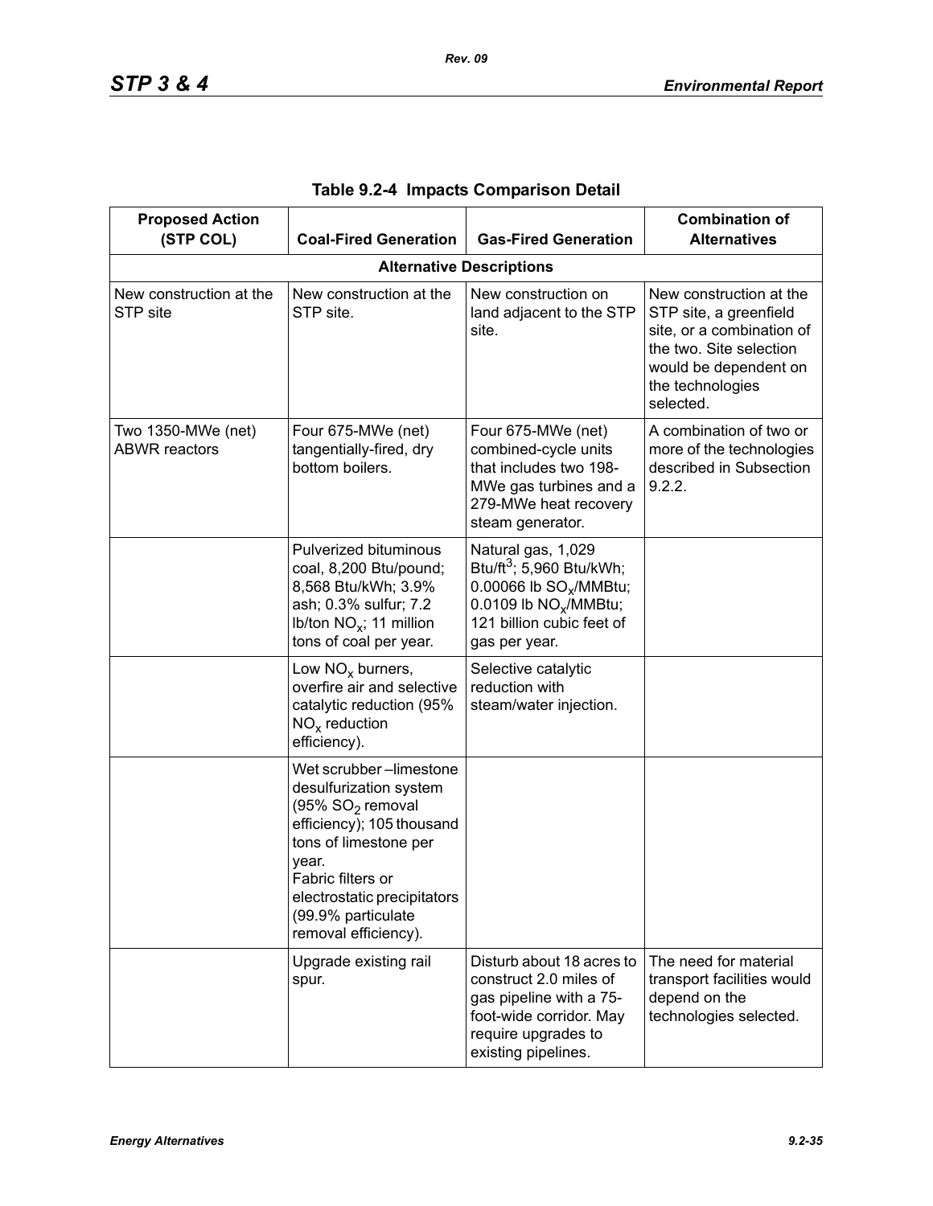**Table 9.2-4 Impacts Comparison Detail**

| Proposed Action (STP COL) | Coal-Fired Generation | Gas-Fired Generation | Combination of Alternatives |
|---|---|---|---|
| **Alternative Descriptions** | | | |
| New construction at the STP site | New construction at the STP site. | New construction on land adjacent to the STP site. | New construction at the STP site, a greenfield site, or a combination of the two. Site selection would be dependent on the technologies selected. |
| Two 1350-MWe (net) ABWR reactors | Four 675-MWe (net) tangentially-fired, dry bottom boilers. | Four 675-MWe (net) combined-cycle units that includes two 198-MWe gas turbines and a 279-MWe heat recovery steam generator. | A combination of two or more of the technologies described in Subsection 9.2.2. |
| | Pulverized bituminous coal, 8,200 Btu/pound; 8,568 Btu/kWh; 3.9% ash; 0.3% sulfur; 7.2 lb/ton $NO_x$; 11 million tons of coal per year. | Natural gas, 1,029 Btu/ft$^3$; 5,960 Btu/kWh; 0.00066 lb $SO_x$/MMBtu; 0.0109 lb $NO_x$/MMBtu; 121 billion cubic feet of gas per year. | |
| | Low $NO_x$ burners, overfire air and selective catalytic reduction (95% $NO_x$ reduction efficiency). | Selective catalytic reduction with steam/water injection. | |
| | Wet scrubber –limestone desulfurization system (95% $SO_2$ removal efficiency); 105 thousand tons of limestone per year.<br>Fabric filters or electrostatic precipitators (99.9% particulate removal efficiency). | | |
| | Upgrade existing rail spur. | Disturb about 18 acres to construct 2.0 miles of gas pipeline with a 75-foot-wide corridor. May require upgrades to existing pipelines. | The need for material transport facilities would depend on the technologies selected. |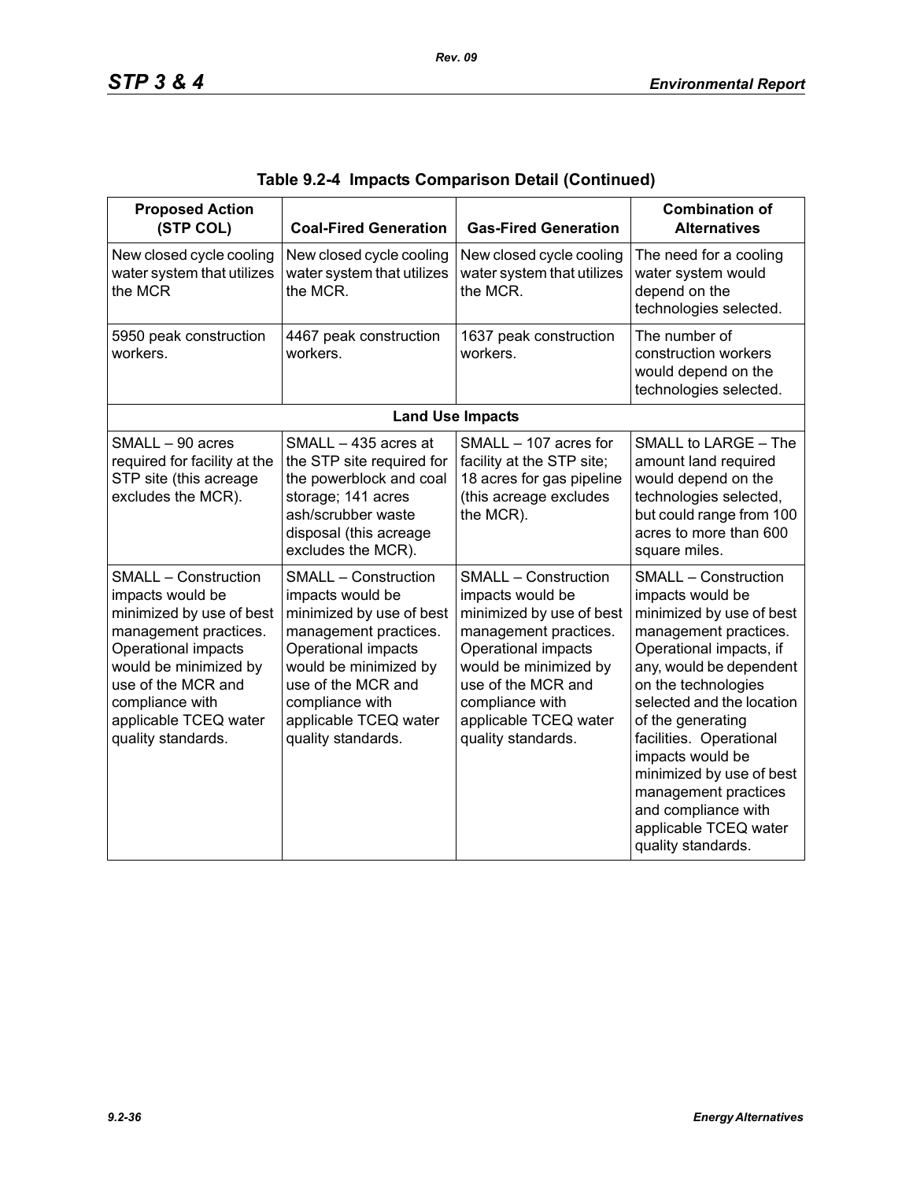**Table 9.2-4 Impacts Comparison Detail (Continued)**

| Proposed Action (STP COL) | Coal-Fired Generation | Gas-Fired Generation | Combination of Alternatives |
|---|---|---|---|
| New closed cycle cooling water system that utilizes the MCR | New closed cycle cooling water system that utilizes the MCR. | New closed cycle cooling water system that utilizes the MCR. | The need for a cooling water system would depend on the technologies selected. |
| 5950 peak construction workers. | 4467 peak construction workers. | 1637 peak construction workers. | The number of construction workers would depend on the technologies selected. |
| **Land Use Impacts** | | | |
| SMALL – 90 acres required for facility at the STP site (this acreage excludes the MCR). | SMALL – 435 acres at the STP site required for the powerblock and coal storage; 141 acres ash/scrubber waste disposal (this acreage excludes the MCR). | SMALL – 107 acres for facility at the STP site; 18 acres for gas pipeline (this acreage excludes the MCR). | SMALL to LARGE – The amount land required would depend on the technologies selected, but could range from 100 acres to more than 600 square miles. |
| SMALL – Construction impacts would be minimized by use of best management practices. Operational impacts would be minimized by use of the MCR and compliance with applicable TCEQ water quality standards. | SMALL – Construction impacts would be minimized by use of best management practices. Operational impacts would be minimized by use of the MCR and compliance with applicable TCEQ water quality standards. | SMALL – Construction impacts would be minimized by use of best management practices. Operational impacts would be minimized by use of the MCR and compliance with applicable TCEQ water quality standards. | SMALL – Construction impacts would be minimized by use of best management practices. Operational impacts, if any, would be dependent on the technologies selected and the location of the generating facilities. Operational impacts would be minimized by use of best management practices and compliance with applicable TCEQ water quality standards. |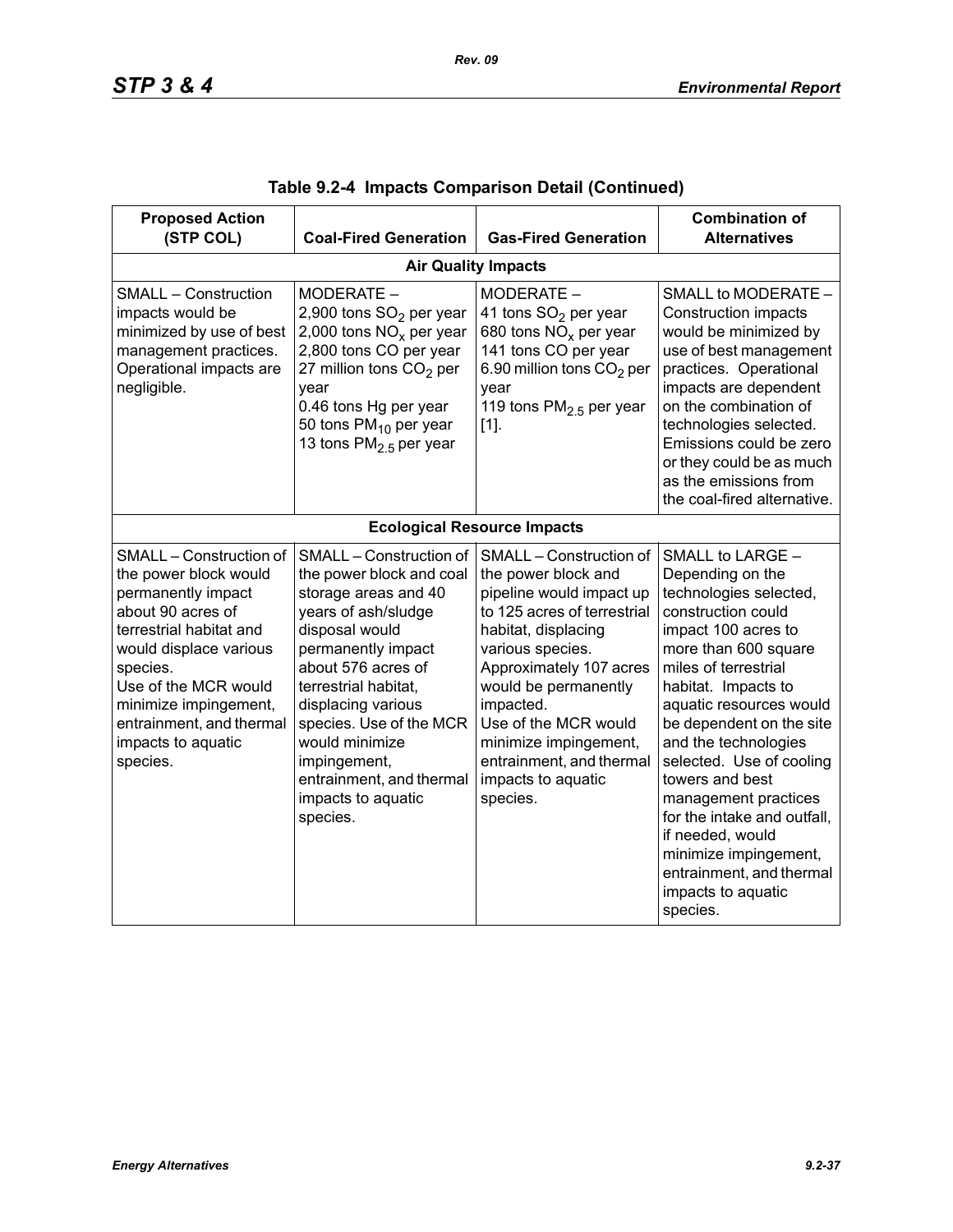**Table 9.2-4 Impacts Comparison Detail (Continued)**

| Proposed Action (STP COL) | Coal-Fired Generation | Gas-Fired Generation | Combination of Alternatives |
|---|---|---|---|
| **Air Quality Impacts** | | | |
| SMALL – Construction impacts would be minimized by use of best management practices. Operational impacts are negligible. | MODERATE – 2,900 tons $SO_2$ per year 2,000 tons $NO_x$ per year 2,800 tons CO per year 27 million tons $CO_2$ per year 0.46 tons Hg per year 50 tons $PM_{10}$ per year 13 tons $PM_{2.5}$ per year | MODERATE – 41 tons $SO_2$ per year 680 tons $NO_x$ per year 141 tons CO per year 6.90 million tons $CO_2$ per year 119 tons $PM_{2.5}$ per year [1]. | SMALL to MODERATE – Construction impacts would be minimized by use of best management practices. Operational impacts are dependent on the combination of technologies selected. Emissions could be zero or they could be as much as the emissions from the coal-fired alternative. |
| **Ecological Resource Impacts** | | | |
| SMALL – Construction of the power block would permanently impact about 90 acres of terrestrial habitat and would displace various species. Use of the MCR would minimize impingement, entrainment, and thermal impacts to aquatic species. | SMALL – Construction of the power block and coal storage areas and 40 years of ash/sludge disposal would permanently impact about 576 acres of terrestrial habitat, displacing various species. Use of the MCR would minimize impingement, entrainment, and thermal impacts to aquatic species. | SMALL – Construction of the power block and pipeline would impact up to 125 acres of terrestrial habitat, displacing various species. Approximately 107 acres would be permanently impacted. Use of the MCR would minimize impingement, entrainment, and thermal impacts to aquatic species. | SMALL to LARGE – Depending on the technologies selected, construction could impact 100 acres to more than 600 square miles of terrestrial habitat. Impacts to aquatic resources would be dependent on the site and the technologies selected. Use of cooling towers and best management practices for the intake and outfall, if needed, would minimize impingement, entrainment, and thermal impacts to aquatic species. |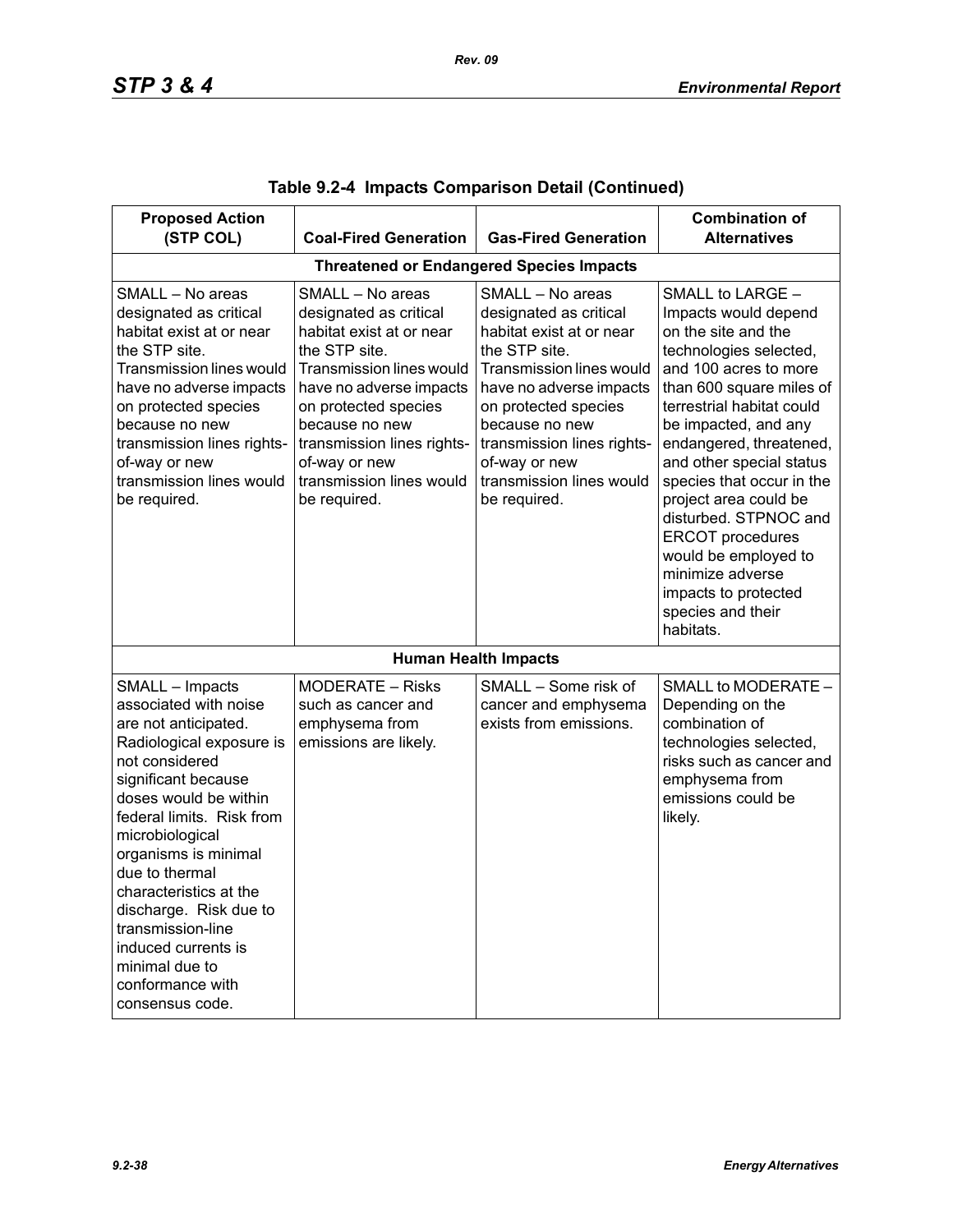**Table 9.2-4 Impacts Comparison Detail (Continued)**

| Proposed Action (STP COL) | Coal-Fired Generation | Gas-Fired Generation | Combination of Alternatives |
|---|---|---|---|
| **Threatened or Endangered Species Impacts** | | | |
| SMALL – No areas designated as critical habitat exist at or near the STP site. Transmission lines would have no adverse impacts on protected species because no new transmission lines rights-of-way or new transmission lines would be required. | SMALL – No areas designated as critical habitat exist at or near the STP site. Transmission lines would have no adverse impacts on protected species because no new transmission lines rights-of-way or new transmission lines would be required. | SMALL – No areas designated as critical habitat exist at or near the STP site. Transmission lines would have no adverse impacts on protected species because no new transmission lines rights-of-way or new transmission lines would be required. | SMALL to LARGE – Impacts would depend on the site and the technologies selected, and 100 acres to more than 600 square miles of terrestrial habitat could be impacted, and any endangered, threatened, and other special status species that occur in the project area could be disturbed. STPNOC and ERCOT procedures would be employed to minimize adverse impacts to protected species and their habitats. |
| **Human Health Impacts** | | | |
| SMALL – Impacts associated with noise are not anticipated. Radiological exposure is not considered significant because doses would be within federal limits. Risk from microbiological organisms is minimal due to thermal characteristics at the discharge. Risk due to transmission-line induced currents is minimal due to conformance with consensus code. | MODERATE – Risks such as cancer and emphysema from emissions are likely. | SMALL – Some risk of cancer and emphysema exists from emissions. | SMALL to MODERATE – Depending on the combination of technologies selected, risks such as cancer and emphysema from emissions could be likely. |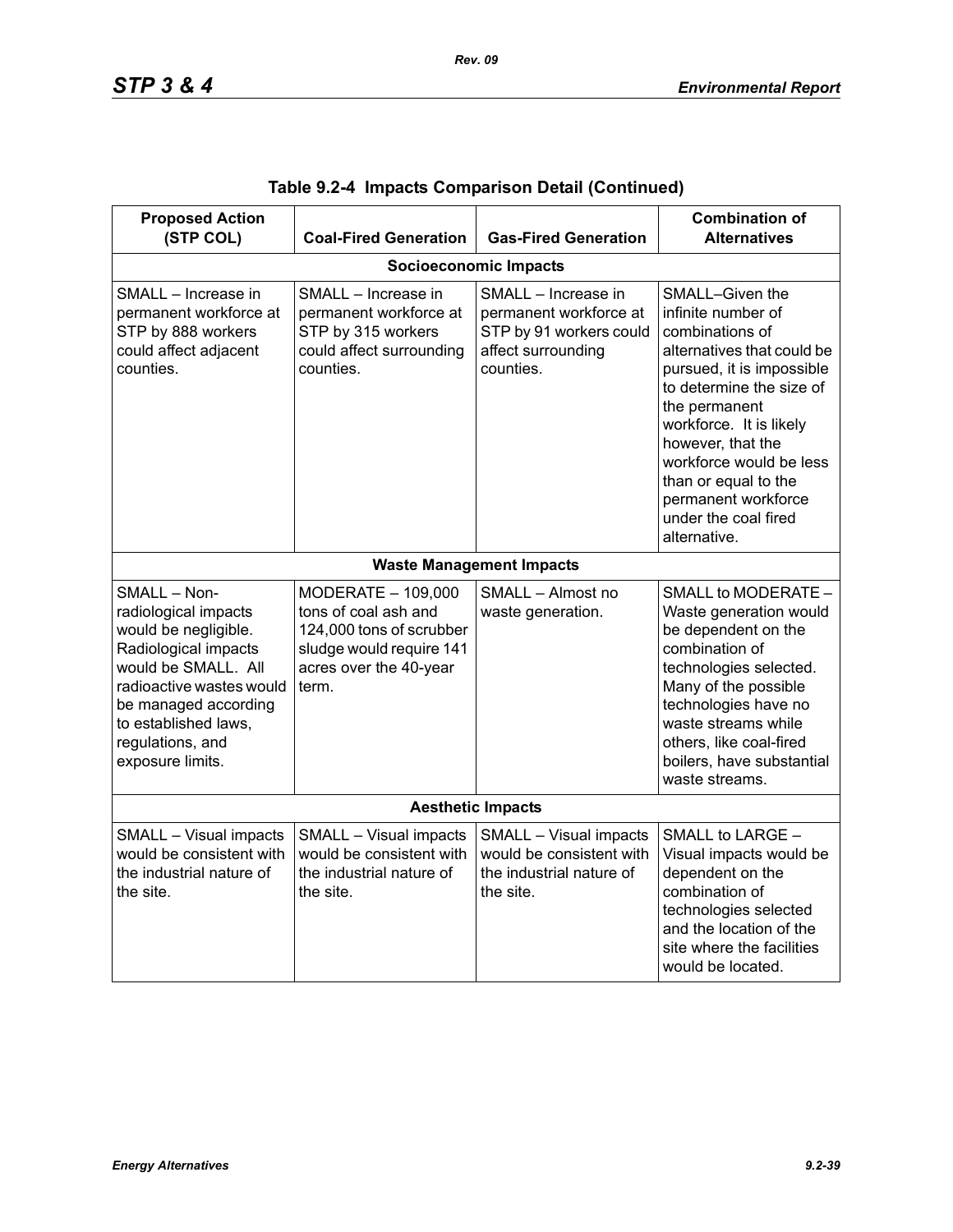**Table 9.2-4 Impacts Comparison Detail (Continued)**

| Proposed Action (STP COL) | Coal-Fired Generation | Gas-Fired Generation | Combination of Alternatives |
|---|---|---|---|
| **Socioeconomic Impacts** | | | |
| SMALL – Increase in permanent workforce at STP by 888 workers could affect adjacent counties. | SMALL – Increase in permanent workforce at STP by 315 workers could affect surrounding counties. | SMALL – Increase in permanent workforce at STP by 91 workers could affect surrounding counties. | SMALL–Given the infinite number of combinations of alternatives that could be pursued, it is impossible to determine the size of the permanent workforce. It is likely however, that the workforce would be less than or equal to the permanent workforce under the coal fired alternative. |
| **Waste Management Impacts** | | | |
| SMALL – Non-radiological impacts would be negligible. Radiological impacts would be SMALL. All radioactive wastes would be managed according to established laws, regulations, and exposure limits. | MODERATE – 109,000 tons of coal ash and 124,000 tons of scrubber sludge would require 141 acres over the 40-year term. | SMALL – Almost no waste generation. | SMALL to MODERATE – Waste generation would be dependent on the combination of technologies selected. Many of the possible technologies have no waste streams while others, like coal-fired boilers, have substantial waste streams. |
| **Aesthetic Impacts** | | | |
| SMALL – Visual impacts would be consistent with the industrial nature of the site. | SMALL – Visual impacts would be consistent with the industrial nature of the site. | SMALL – Visual impacts would be consistent with the industrial nature of the site. | SMALL to LARGE – Visual impacts would be dependent on the combination of technologies selected and the location of the site where the facilities would be located. |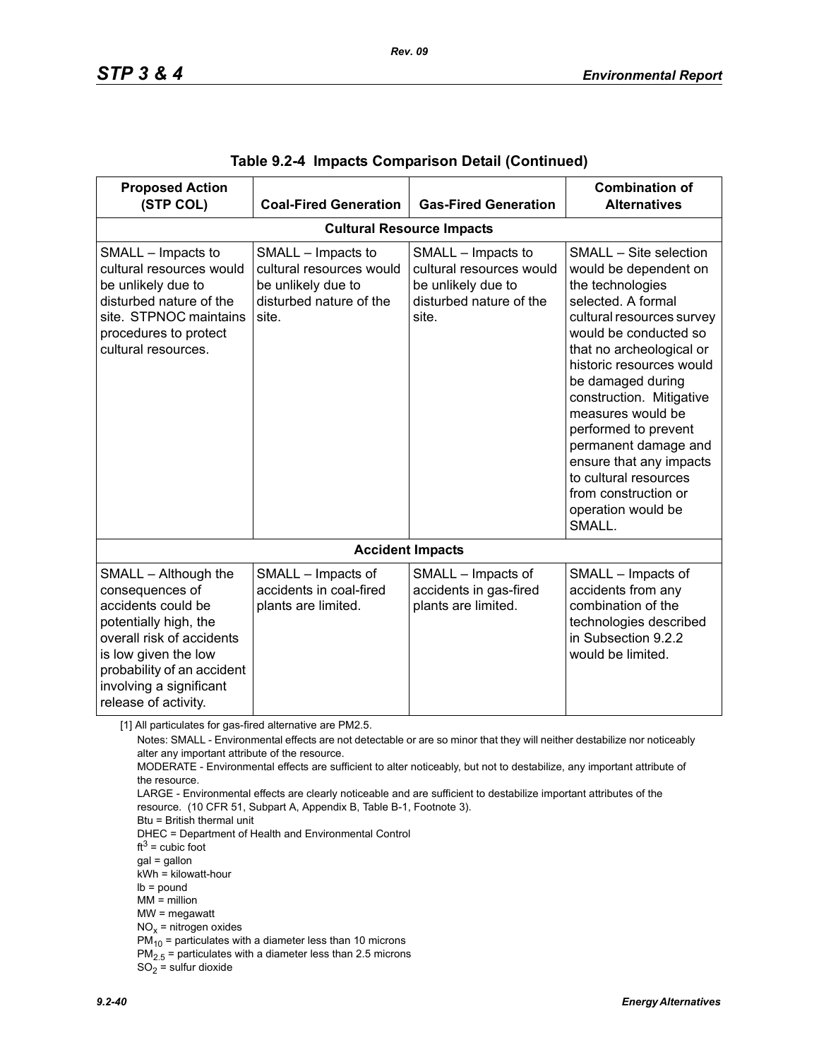**Table 9.2-4 Impacts Comparison Detail (Continued)**

| Proposed Action (STP COL) | Coal-Fired Generation | Gas-Fired Generation | Combination of Alternatives |
|---|---|---|---|
| **Cultural Resource Impacts** | | | |
| SMALL – Impacts to cultural resources would be unlikely due to disturbed nature of the site. STPNOC maintains procedures to protect cultural resources. | SMALL – Impacts to cultural resources would be unlikely due to disturbed nature of the site. | SMALL – Impacts to cultural resources would be unlikely due to disturbed nature of the site. | SMALL – Site selection would be dependent on the technologies selected. A formal cultural resources survey would be conducted so that no archeological or historic resources would be damaged during construction. Mitigative measures would be performed to prevent permanent damage and ensure that any impacts to cultural resources from construction or operation would be SMALL. |
| **Accident Impacts** | | | |
| SMALL – Although the consequences of accidents could be potentially high, the overall risk of accidents is low given the low probability of an accident involving a significant release of activity. | SMALL – Impacts of accidents in coal-fired plants are limited. | SMALL – Impacts of accidents in gas-fired plants are limited. | SMALL – Impacts of accidents from any combination of the technologies described in Subsection 9.2.2 would be limited. |

[1] All particulates for gas-fired alternative are PM2.5.

Notes: SMALL - Environmental effects are not detectable or are so minor that they will neither destabilize nor noticeably alter any important attribute of the resource.

MODERATE - Environmental effects are sufficient to alter noticeably, but not to destabilize, any important attribute of the resource.

LARGE - Environmental effects are clearly noticeable and are sufficient to destabilize important attributes of the resource. (10 CFR 51, Subpart A, Appendix B, Table B-1, Footnote 3).

Btu = British thermal unit

DHEC = Department of Health and Environmental Control

$ft^3$ = cubic foot

gal = gallon

kWh = kilowatt-hour

lb = pound

MM = million

MW = megawatt

$NO_x$ = nitrogen oxides

$PM_{10}$ = particulates with a diameter less than 10 microns

$PM_{2.5}$ = particulates with a diameter less than 2.5 microns

$SO_2$ = sulfur dioxide